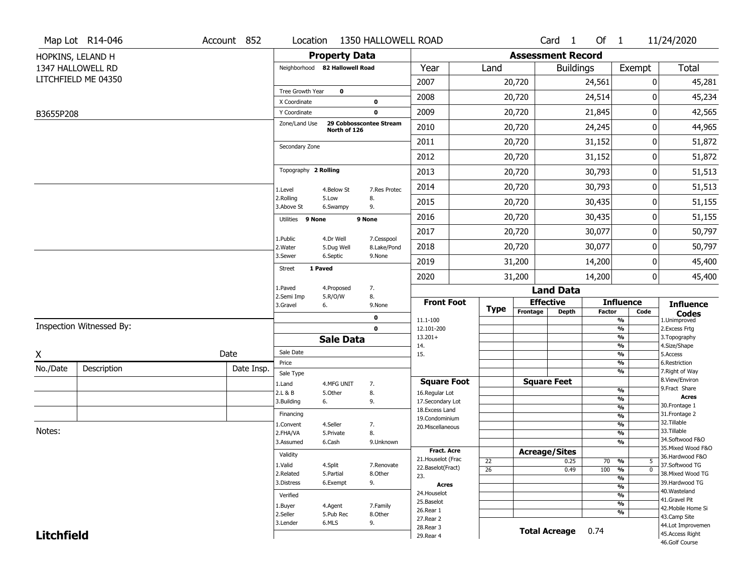Map Lot R14-046 | Account 852 | Location 1350 HALLOWELL ROAD | Card 1 Of 1 | 11/24/2020

HOPKINS, LELAND H
1347 HALLOWELL RD
LITCHFIELD ME 04350

B3655P208

## Property Data

Neighborhood **82 Hallowell Road**

Tree Growth Year **0**
X Coordinate **0**
Y Coordinate **0**
Zone/Land Use **29 Cobbosscontee Stream North of 126**

Secondary Zone

Topography **2 Rolling**

1.Level 4.Below St 7.Res Protec
2.Rolling 5.Low 8.
3.Above St 6.Swampy 9.

Utilities **9 None** **9 None**

1.Public 4.Dr Well 7.Cesspool
2.Water 5.Dug Well 8.Lake/Pond
3.Sewer 6.Septic 9.None

Street **1 Paved**

1.Paved 4.Proposed 7.
2.Semi Imp 5.R/O/W 8.
3.Gravel 6. 9.None

**0**
**0**

## Assessment Record

| Year | Land | Buildings | Exempt | Total |
|---|---|---|---|---|
| 2007 | 20,720 | 24,561 | 0 | 45,281 |
| 2008 | 20,720 | 24,514 | 0 | 45,234 |
| 2009 | 20,720 | 21,845 | 0 | 42,565 |
| 2010 | 20,720 | 24,245 | 0 | 44,965 |
| 2011 | 20,720 | 31,152 | 0 | 51,872 |
| 2012 | 20,720 | 31,152 | 0 | 51,872 |
| 2013 | 20,720 | 30,793 | 0 | 51,513 |
| 2014 | 20,720 | 30,793 | 0 | 51,513 |
| 2015 | 20,720 | 30,435 | 0 | 51,155 |
| 2016 | 20,720 | 30,435 | 0 | 51,155 |
| 2017 | 20,720 | 30,077 | 0 | 50,797 |
| 2018 | 20,720 | 30,077 | 0 | 50,797 |
| 2019 | 31,200 | 14,200 | 0 | 45,400 |
| 2020 | 31,200 | 14,200 | 0 | 45,400 |

## Land Data

| Front Foot | Type | Effective Frontage | Effective Depth | Influence Factor | Influence Code |
|---|---|---|---|---|---|
| 11.1-100 | | | | % | |
| 12.101-200 | | | | % | |
| 13.201+ | | | | % | |
| 14. | | | | % | |
| 15. | | | | % | |
| | | | | % | |
| | | | | % | |

| Square Foot | Square Feet | | |
|---|---|---|---|
| 16.Regular Lot | | % | |
| 17.Secondary Lot | | % | |
| 18.Excess Land | | % | |
| 19.Condominium | | % | |
| 20.Miscellaneous | | % | |
| | | % | |
| | | % | |

| Fract. Acre / Acres | Type | Acreage/Sites | Influence Factor | Influence Code |
|---|---|---|---|---|
| 21.Houselot (Frac | 22 | 0.25 | 70 % | 5 |
| 22.Baselot(Fract) | 26 | 0.49 | 100 % | 0 |
| 23. | | | % | |
| 24.Houselot | | | % | |
| 25.Baselot | | | % | |
| 26.Rear 1 | | | % | |
| 27.Rear 2 | | | % | |
| 28.Rear 3 | | | | |
| 29.Rear 4 | | | | |

**Total Acreage** 0.74

**Influence Codes**
1.Unimproved
2.Excess Frtg
3.Topography
4.Size/Shape
5.Access
6.Restriction
7.Right of Way
8.View/Environ
9.Fract Share
**Acres**
30.Frontage 1
31.Frontage 2
32.Tillable
33.Tillable
34.Softwood F&O
35.Mixed Wood F&O
36.Hardwood F&O
37.Softwood TG
38.Mixed Wood TG
39.Hardwood TG
40.Wasteland
41.Gravel Pit
42.Mobile Home Si
43.Camp Site
44.Lot Improvemen
45.Access Right
46.Golf Course

## Sale Data

Sale Date
Price
Sale Type
1.Land 4.MFG UNIT 7.
2.L & B 5.Other 8.
3.Building 6. 9.

Financing
1.Convent 4.Seller 7.
2.FHA/VA 5.Private 8.
3.Assumed 6.Cash 9.Unknown

Validity
1.Valid 4.Split 7.Renovate
2.Related 5.Partial 8.Other
3.Distress 6.Exempt 9.

Verified
1.Buyer 4.Agent 7.Family
2.Seller 5.Pub Rec 8.Other
3.Lender 6.MLS 9.

Inspection Witnessed By:

X Date

| No./Date | Description | Date Insp. |
|---|---|---|
| | | |
| | | |
| | | |

Notes:

**Litchfield**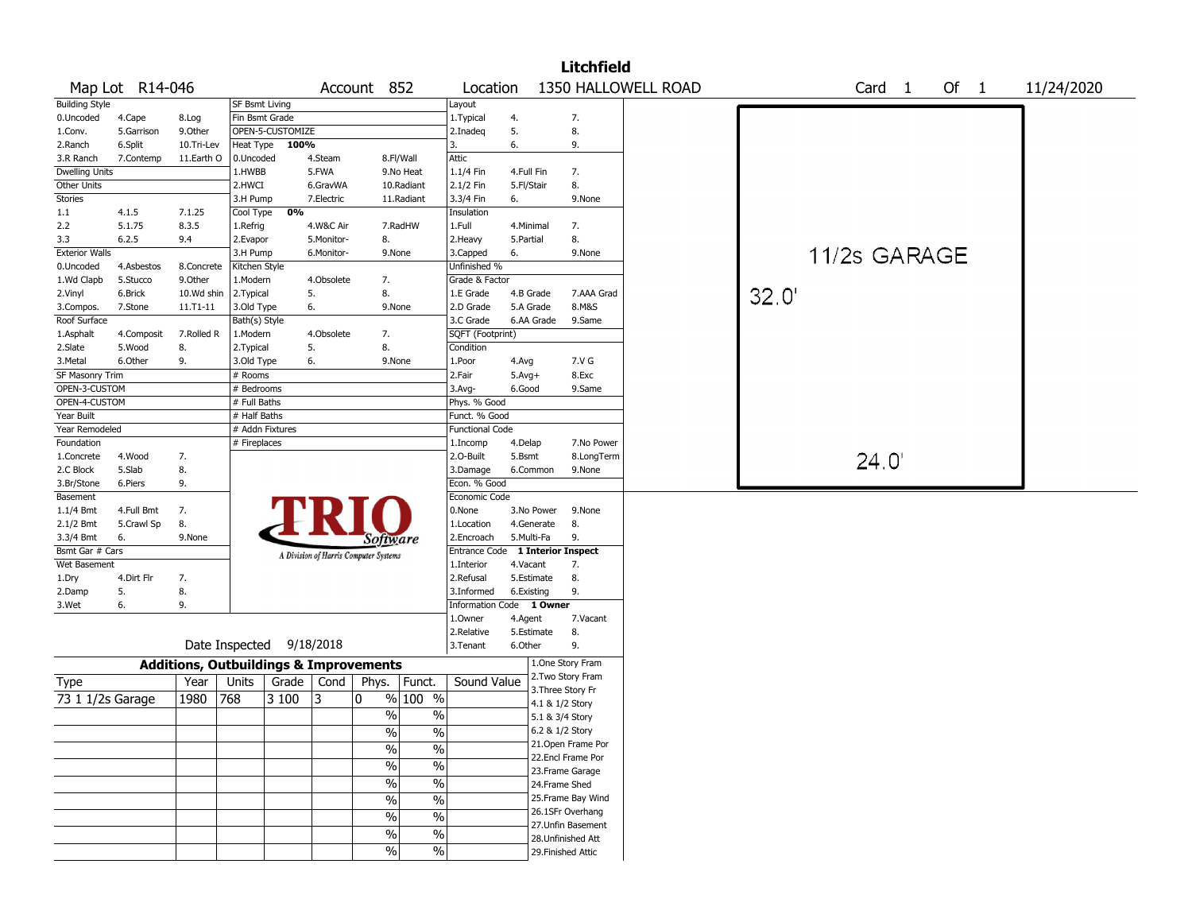# Litchfield

Map Lot R14-046 | Account 852 | Location 1350 HALLOWELL ROAD | Card 1 Of 1 | 11/24/2020

| | | |
|---|---|---|
| **Building Style** | | |
| 0.Uncoded | 4.Cape | 8.Log |
| 1.Conv. | 5.Garrison | 9.Other |
| 2.Ranch | 6.Split | 10.Tri-Lev |
| 3.R Ranch | 7.Contemp | 11.Earth O |
| **Dwelling Units** | | |
| **Other Units** | | |
| **Stories** | | |
| 1.1 | 4.1.5 | 7.1.25 |
| 2.2 | 5.1.75 | 8.3.5 |
| 3.3 | 6.2.5 | 9.4 |
| **Exterior Walls** | | |
| 0.Uncoded | 4.Asbestos | 8.Concrete |
| 1.Wd Clapb | 5.Stucco | 9.Other |
| 2.Vinyl | 6.Brick | 10.Wd shin |
| 3.Compos. | 7.Stone | 11.T1-11 |
| **Roof Surface** | | |
| 1.Asphalt | 4.Composit | 7.Rolled R |
| 2.Slate | 5.Wood | 8. |
| 3.Metal | 6.Other | 9. |
| **SF Masonry Trim** | | |
| OPEN-3-CUSTOM | | |
| OPEN-4-CUSTOM | | |
| **Year Built** | | |
| **Year Remodeled** | | |
| **Foundation** | | |
| 1.Concrete | 4.Wood | 7. |
| 2.C Block | 5.Slab | 8. |
| 3.Br/Stone | 6.Piers | 9. |
| **Basement** | | |
| 1.1/4 Bmt | 4.Full Bmt | 7. |
| 2.1/2 Bmt | 5.Crawl Sp | 8. |
| 3.3/4 Bmt | 6. | 9.None |
| **Bsmt Gar # Cars** | | |
| **Wet Basement** | | |
| 1.Dry | 4.Dirt Flr | 7. |
| 2.Damp | 5. | 8. |
| 3.Wet | 6. | 9. |

| | | |
|---|---|---|
| **SF Bsmt Living** | | |
| **Fin Bsmt Grade** | | |
| OPEN-5-CUSTOMIZE | | |
| **Heat Type** 100% | | |
| 0.Uncoded | 4.Steam | 8.Fl/Wall |
| 1.HWBB | 5.FWA | 9.No Heat |
| 2.HWCI | 6.GravWA | 10.Radiant |
| 3.H Pump | 7.Electric | 11.Radiant |
| **Cool Type** 0% | | |
| 1.Refrig | 4.W&C Air | 7.RadHW |
| 2.Evapor | 5.Monitor- | 8. |
| 3.H Pump | 6.Monitor- | 9.None |
| **Kitchen Style** | | |
| 1.Modern | 4.Obsolete | 7. |
| 2.Typical | 5. | 8. |
| 3.Old Type | 6. | 9.None |
| **Bath(s) Style** | | |
| 1.Modern | 4.Obsolete | 7. |
| 2.Typical | 5. | 8. |
| 3.Old Type | 6. | 9.None |
| **# Rooms** | | |
| **# Bedrooms** | | |
| **# Full Baths** | | |
| **# Half Baths** | | |
| **# Addn Fixtures** | | |
| **# Fireplaces** | | |

| | | |
|---|---|---|
| **Layout** | | |
| 1.Typical | 4. | 7. |
| 2.Inadeq | 5. | 8. |
| 3. | 6. | 9. |
| **Attic** | | |
| 1.1/4 Fin | 4.Full Fin | 7. |
| 2.1/2 Fin | 5.Fl/Stair | 8. |
| 3.3/4 Fin | 6. | 9.None |
| **Insulation** | | |
| 1.Full | 4.Minimal | 7. |
| 2.Heavy | 5.Partial | 8. |
| 3.Capped | 6. | 9.None |
| **Unfinished %** | | |
| **Grade & Factor** | | |
| 1.E Grade | 4.B Grade | 7.AAA Grad |
| 2.D Grade | 5.A Grade | 8.M&S |
| 3.C Grade | 6.AA Grade | 9.Same |
| **SQFT (Footprint)** | | |
| **Condition** | | |
| 1.Poor | 4.Avg | 7.V G |
| 2.Fair | 5.Avg+ | 8.Exc |
| 3.Avg- | 6.Good | 9.Same |
| **Phys. % Good** | | |
| **Funct. % Good** | | |
| **Functional Code** | | |
| 1.Incomp | 4.Delap | 7.No Power |
| 2.O-Built | 5.Bsmt | 8.LongTerm |
| 3.Damage | 6.Common | 9.None |
| **Econ. % Good** | | |
| **Economic Code** | | |
| 0.None | 3.No Power | 9.None |
| 1.Location | 4.Generate | 8. |
| 2.Encroach | 5.Multi-Fa | 9. |
| **Entrance Code** 1 Interior Inspect | | |
| 1.Interior | 4.Vacant | 7. |
| 2.Refusal | 5.Estimate | 8. |
| 3.Informed | 6.Existing | 9. |
| **Information Code** 1 Owner | | |
| 1.Owner | 4.Agent | 7.Vacant |
| 2.Relative | 5.Estimate | 8. |
| 3.Tenant | 6.Other | 9. |

TRIO Software — A Division of Harris Computer Systems

Date Inspected 9/18/2018

## Additions, Outbuildings & Improvements

| Type | Year | Units | Grade | Cond | Phys. | Funct. | Sound Value |
|---|---|---|---|---|---|---|---|
| 73 1 1/2s Garage | 1980 | 768 | 3 100 | 3 | 0 % | 100 % | |
| | | | | | % | % | |
| | | | | | % | % | |
| | | | | | % | % | |
| | | | | | % | % | |
| | | | | | % | % | |
| | | | | | % | % | |
| | | | | | % | % | |
| | | | | | % | % | |
| | | | | | % | % | |

1.One Story Fram
2.Two Story Fram
3.Three Story Fr
4.1 & 1/2 Story
5.1 & 3/4 Story
6.2 & 1/2 Story
21.Open Frame Por
22.Encl Frame Por
23.Frame Garage
24.Frame Shed
25.Frame Bay Wind
26.1SFr Overhang
27.Unfin Basement
28.Unfinished Att
29.Finished Attic

11/2s GARAGE
32.0'
24.0'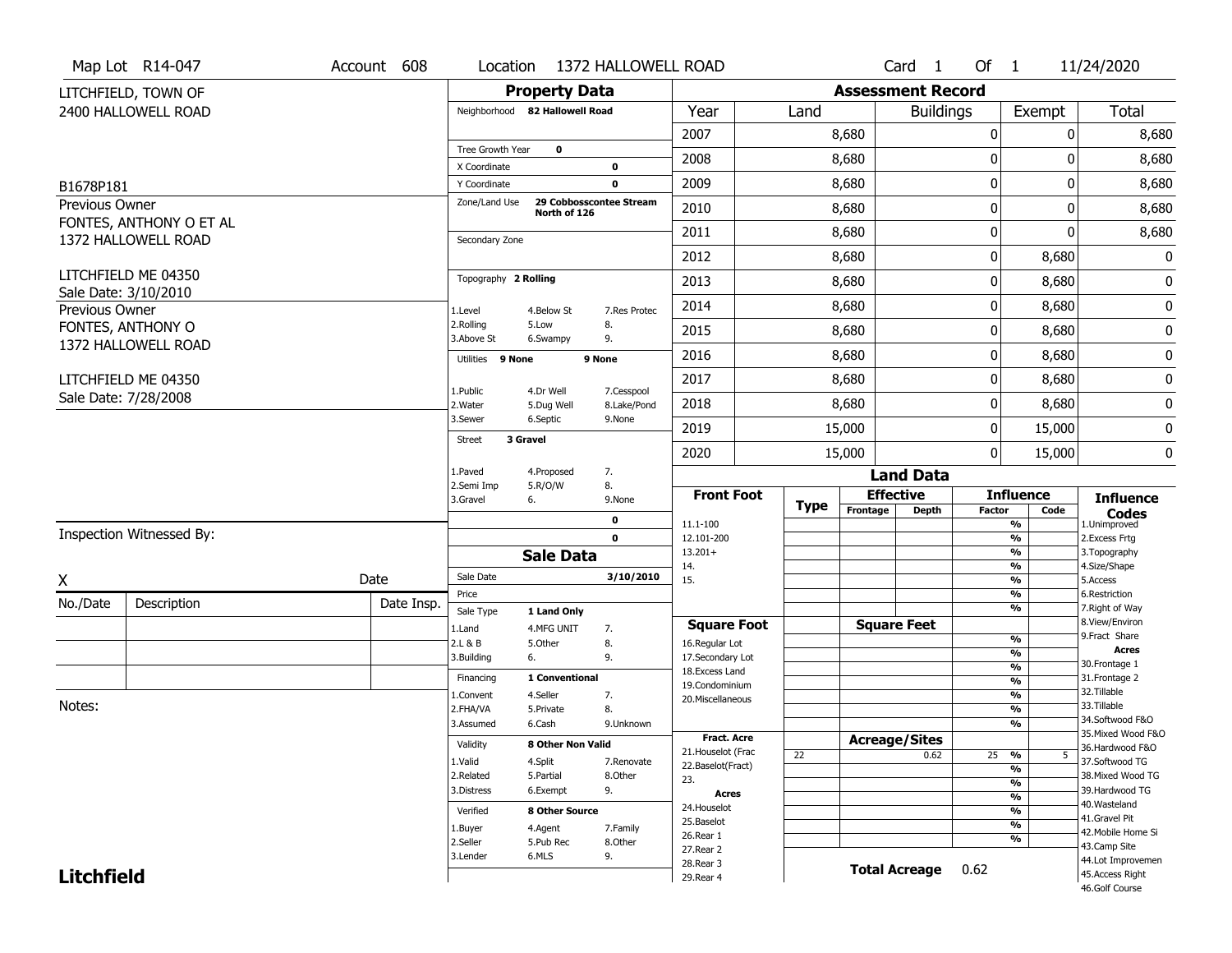Map Lot R14-047 | Account 608 | Location 1372 HALLOWELL ROAD | Card 1 Of 1 | 11/24/2020

LITCHFIELD, TOWN OF
2400 HALLOWELL ROAD

B1678P181

Previous Owner
FONTES, ANTHONY O ET AL
1372 HALLOWELL ROAD

LITCHFIELD ME 04350
Sale Date: 3/10/2010

Previous Owner
FONTES, ANTHONY O
1372 HALLOWELL ROAD

LITCHFIELD ME 04350
Sale Date: 7/28/2008

Inspection Witnessed By:

X Date

| No./Date | Description | Date Insp. |
|---|---|---|
| | | |
| | | |
| | | |

Notes:

**Litchfield**

## Property Data

Neighborhood **82 Hallowell Road**

Tree Growth Year **0**
X Coordinate **0**
Y Coordinate **0**
Zone/Land Use **29 Cobbosscontee Stream North of 126**
Secondary Zone

Topography **2 Rolling**

| | | |
|---|---|---|
| 1.Level | 4.Below St | 7.Res Protec |
| 2.Rolling | 5.Low | 8. |
| 3.Above St | 6.Swampy | 9. |

Utilities **9 None** **9 None**

| | | |
|---|---|---|
| 1.Public | 4.Dr Well | 7.Cesspool |
| 2.Water | 5.Dug Well | 8.Lake/Pond |
| 3.Sewer | 6.Septic | 9.None |

Street **3 Gravel**

| | | |
|---|---|---|
| 1.Paved | 4.Proposed | 7. |
| 2.Semi Imp | 5.R/O/W | 8. |
| 3.Gravel | 6. | 9.None |

**0**
**0**

## Sale Data

Sale Date **3/10/2010**
Price
Sale Type **1 Land Only**

| | | |
|---|---|---|
| 1.Land | 4.MFG UNIT | 7. |
| 2.L & B | 5.Other | 8. |
| 3.Building | 6. | 9. |

Financing **1 Conventional**

| | | |
|---|---|---|
| 1.Convent | 4.Seller | 7. |
| 2.FHA/VA | 5.Private | 8. |
| 3.Assumed | 6.Cash | 9.Unknown |

Validity **8 Other Non Valid**

| | | |
|---|---|---|
| 1.Valid | 4.Split | 7.Renovate |
| 2.Related | 5.Partial | 8.Other |
| 3.Distress | 6.Exempt | 9. |

Verified **8 Other Source**

| | | |
|---|---|---|
| 1.Buyer | 4.Agent | 7.Family |
| 2.Seller | 5.Pub Rec | 8.Other |
| 3.Lender | 6.MLS | 9. |

## Assessment Record

| Year | Land | Buildings | Exempt | Total |
|---|---|---|---|---|
| 2007 | 8,680 | 0 | 0 | 8,680 |
| 2008 | 8,680 | 0 | 0 | 8,680 |
| 2009 | 8,680 | 0 | 0 | 8,680 |
| 2010 | 8,680 | 0 | 0 | 8,680 |
| 2011 | 8,680 | 0 | 0 | 8,680 |
| 2012 | 8,680 | 0 | 8,680 | 0 |
| 2013 | 8,680 | 0 | 8,680 | 0 |
| 2014 | 8,680 | 0 | 8,680 | 0 |
| 2015 | 8,680 | 0 | 8,680 | 0 |
| 2016 | 8,680 | 0 | 8,680 | 0 |
| 2017 | 8,680 | 0 | 8,680 | 0 |
| 2018 | 8,680 | 0 | 8,680 | 0 |
| 2019 | 15,000 | 0 | 15,000 | 0 |
| 2020 | 15,000 | 0 | 15,000 | 0 |

## Land Data

| Front Foot | Type | Effective Frontage | Effective Depth | Influence Factor | Influence Code |
|---|---|---|---|---|---|
| 11.1-100 | | | | % | |
| 12.101-200 | | | | % | |
| 13.201+ | | | | % | |
| 14. | | | | % | |
| 15. | | | | % | |
| | | | | % | |
| | | | | % | |
| **Square Foot** | | **Square Feet** | | | |
| 16.Regular Lot | | | | % | |
| 17.Secondary Lot | | | | % | |
| 18.Excess Land | | | | % | |
| 19.Condominium | | | | % | |
| 20.Miscellaneous | | | | % | |
| | | | | % | |
| | | | | % | |
| **Fract. Acre** | | **Acreage/Sites** | | | |
| 21.Houselot (Frac | 22 | | 0.62 | 25 % | 5 |
| 22.Baselot(Fract) | | | | % | |
| 23. | | | | % | |
| **Acres** | | | | % | |
| 24.Houselot | | | | % | |
| 25.Baselot | | | | % | |
| 26.Rear 1 | | | | % | |
| 27.Rear 2 | | | | | |
| 28.Rear 3 | | | | | |
| 29.Rear 4 | | | | | |

**Total Acreage** 0.62

**Influence Codes**
1.Unimproved
2.Excess Frtg
3.Topography
4.Size/Shape
5.Access
6.Restriction
7.Right of Way
8.View/Environ
9.Fract Share
**Acres**
30.Frontage 1
31.Frontage 2
32.Tillable
33.Tillable
34.Softwood F&O
35.Mixed Wood F&O
36.Hardwood F&O
37.Softwood TG
38.Mixed Wood TG
39.Hardwood TG
40.Wasteland
41.Gravel Pit
42.Mobile Home Si
43.Camp Site
44.Lot Improvemen
45.Access Right
46.Golf Course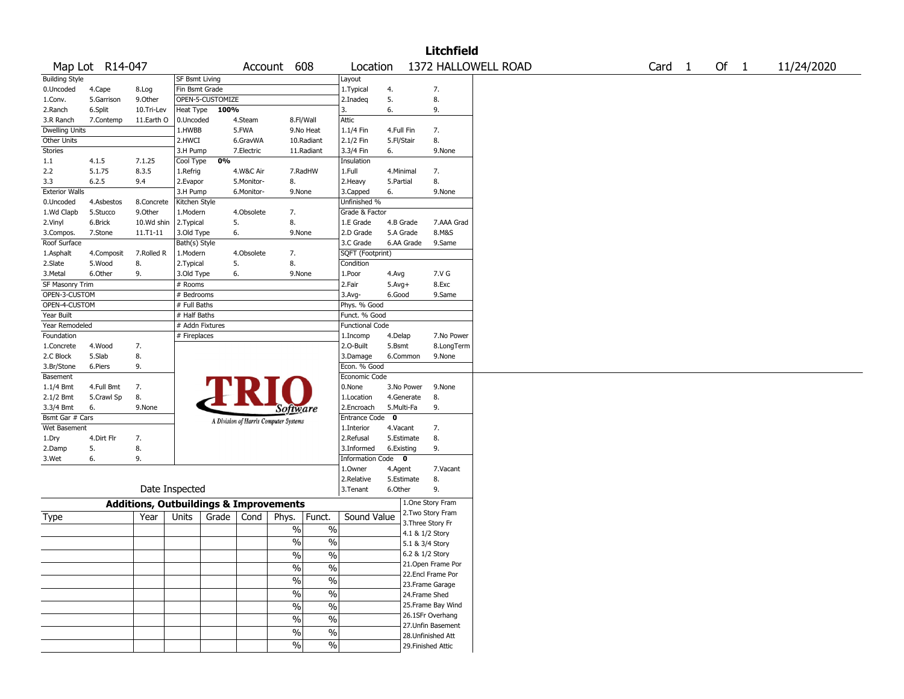# Litchfield

Map Lot R14-047 | Account 608 | Location 1372 HALLOWELL ROAD | Card 1 Of 1 | 11/24/2020

| | | | | | | | | | | |
|---|---|---|---|---|---|---|---|---|---|---|
| **Building Style** | | | **SF Bsmt Living** | | | **Layout** | | |
| 0.Uncoded | 4.Cape | 8.Log | **Fin Bsmt Grade** | | | 1.Typical | 4. | 7. |
| 1.Conv. | 5.Garrison | 9.Other | OPEN-5-CUSTOMIZE | | | 2.Inadeq | 5. | 8. |
| 2.Ranch | 6.Split | 10.Tri-Lev | **Heat Type** 100% | | | 3. | 6. | 9. |
| 3.R Ranch | 7.Contemp | 11.Earth O | 0.Uncoded | 4.Steam | 8.Fl/Wall | **Attic** | | |
| **Dwelling Units** | | | 1.HWBB | 5.FWA | 9.No Heat | 1.1/4 Fin | 4.Full Fin | 7. |
| **Other Units** | | | 2.HWCI | 6.GravWA | 10.Radiant | 2.1/2 Fin | 5.Fl/Stair | 8. |
| **Stories** | | | 3.H Pump | 7.Electric | 11.Radiant | 3.3/4 Fin | 6. | 9.None |
| 1.1 | 4.1.5 | 7.1.25 | **Cool Type** 0% | | | **Insulation** | | |
| 2.2 | 5.1.75 | 8.3.5 | 1.Refrig | 4.W&C Air | 7.RadHW | 1.Full | 4.Minimal | 7. |
| 3.3 | 6.2.5 | 9.4 | 2.Evapor | 5.Monitor- | 8. | 2.Heavy | 5.Partial | 8. |
| **Exterior Walls** | | | 3.H Pump | 6.Monitor- | 9.None | 3.Capped | 6. | 9.None |
| 0.Uncoded | 4.Asbestos | 8.Concrete | **Kitchen Style** | | | **Unfinished %** | | |
| 1.Wd Clapb | 5.Stucco | 9.Other | 1.Modern | 4.Obsolete | 7. | **Grade & Factor** | | |
| 2.Vinyl | 6.Brick | 10.Wd shin | 2.Typical | 5. | 8. | 1.E Grade | 4.B Grade | 7.AAA Grad |
| 3.Compos. | 7.Stone | 11.T1-11 | 3.Old Type | 6. | 9.None | 2.D Grade | 5.A Grade | 8.M&S |
| **Roof Surface** | | | **Bath(s) Style** | | | 3.C Grade | 6.AA Grade | 9.Same |
| 1.Asphalt | 4.Composit | 7.Rolled R | 1.Modern | 4.Obsolete | 7. | **SQFT (Footprint)** | | |
| 2.Slate | 5.Wood | 8. | 2.Typical | 5. | 8. | **Condition** | | |
| 3.Metal | 6.Other | 9. | 3.Old Type | 6. | 9.None | 1.Poor | 4.Avg | 7.V G |
| **SF Masonry Trim** | | | **# Rooms** | | | 2.Fair | 5.Avg+ | 8.Exc |
| OPEN-3-CUSTOM | | | **# Bedrooms** | | | 3.Avg- | 6.Good | 9.Same |
| OPEN-4-CUSTOM | | | **# Full Baths** | | | **Phys. % Good** | | |
| **Year Built** | | | **# Half Baths** | | | **Funct. % Good** | | |
| **Year Remodeled** | | | **# Addn Fixtures** | | | **Functional Code** | | |
| **Foundation** | | | **# Fireplaces** | | | 1.Incomp | 4.Delap | 7.No Power |
| 1.Concrete | 4.Wood | 7. | | | | 2.O-Built | 5.Bsmt | 8.LongTerm |
| 2.C Block | 5.Slab | 8. | | | | 3.Damage | 6.Common | 9.None |
| 3.Br/Stone | 6.Piers | 9. | | | | **Econ. % Good** | | |
| **Basement** | | | | | | **Economic Code** | | |
| 1.1/4 Bmt | 4.Full Bmt | 7. | | | | 0.None | 3.No Power | 9.None |
| 2.1/2 Bmt | 5.Crawl Sp | 8. | | | | 1.Location | 4.Generate | 8. |
| 3.3/4 Bmt | 6. | 9.None | | | | 2.Encroach | 5.Multi-Fa | 9. |
| **Bsmt Gar # Cars** | | | | | | **Entrance Code** 0 | | |
| **Wet Basement** | | | | | | 1.Interior | 4.Vacant | 7. |
| 1.Dry | 4.Dirt Flr | 7. | | | | 2.Refusal | 5.Estimate | 8. |
| 2.Damp | 5. | 8. | | | | 3.Informed | 6.Existing | 9. |
| 3.Wet | 6. | 9. | | | | **Information Code** 0 | | |
| | | | | | | 1.Owner | 4.Agent | 7.Vacant |
| | | | | | | 2.Relative | 5.Estimate | 8. |
| | Date Inspected | | | | | 3.Tenant | 6.Other | 9. |

TRIO Software — A Division of Harris Computer Systems

## Additions, Outbuildings & Improvements

| Type | Year | Units | Grade | Cond | Phys. | Funct. | Sound Value |
|---|---|---|---|---|---|---|---|
| | | | | | % | % | |
| | | | | | % | % | |
| | | | | | % | % | |
| | | | | | % | % | |
| | | | | | % | % | |
| | | | | | % | % | |
| | | | | | % | % | |
| | | | | | % | % | |
| | | | | | % | % | |
| | | | | | % | % | |

1.One Story Fram
2.Two Story Fram
3.Three Story Fr
4.1 & 1/2 Story
5.1 & 3/4 Story
6.2 & 1/2 Story
21.Open Frame Por
22.Encl Frame Por
23.Frame Garage
24.Frame Shed
25.Frame Bay Wind
26.1SFr Overhang
27.Unfin Basement
28.Unfinished Att
29.Finished Attic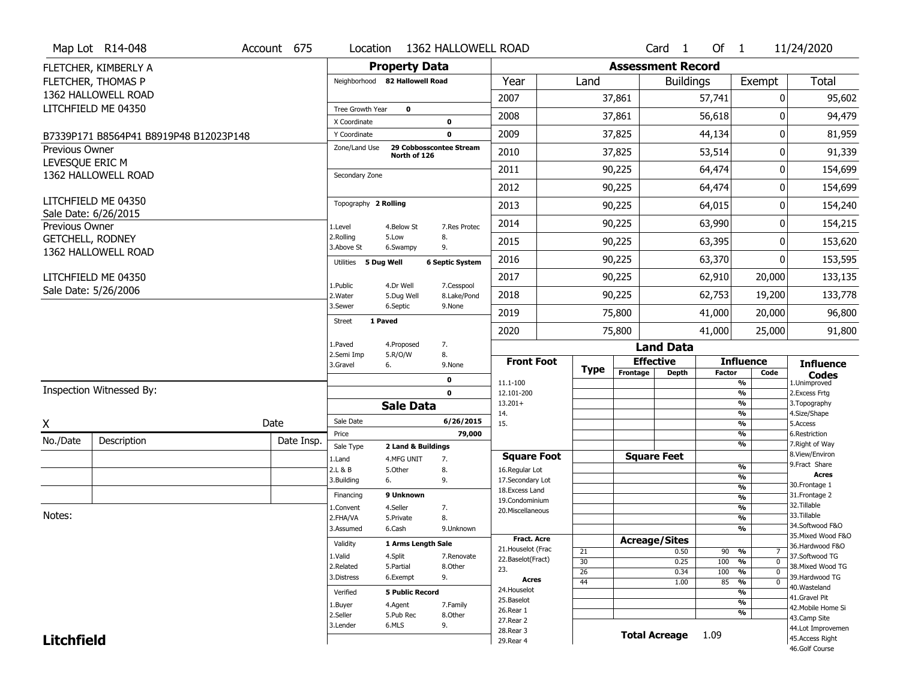Map Lot R14-048 | Account 675 | Location 1362 HALLOWELL ROAD | Card 1 Of 1 | 11/24/2020

FLETCHER, KIMBERLY A
FLETCHER, THOMAS P
1362 HALLOWELL ROAD
LITCHFIELD ME 04350

B7339P171 B8564P41 B8919P48 B12023P148

Previous Owner
LEVESQUE ERIC M
1362 HALLOWELL ROAD

LITCHFIELD ME 04350
Sale Date: 6/26/2015

Previous Owner
GETCHELL, RODNEY
1362 HALLOWELL ROAD

LITCHFIELD ME 04350
Sale Date: 5/26/2006

## Property Data

Neighborhood: 82 Hallowell Road

Tree Growth Year: 0
X Coordinate: 0
Y Coordinate: 0
Zone/Land Use: 29 Cobbosscontee Stream North of 126
Secondary Zone:

Topography: 2 Rolling
1.Level 4.Below St 7.Res Protec
2.Rolling 5.Low 8.
3.Above St 6.Swampy 9.

Utilities: 5 Dug Well, 6 Septic System
1.Public 4.Dr Well 7.Cesspool
2.Water 5.Dug Well 8.Lake/Pond
3.Sewer 6.Septic 9.None

Street: 1 Paved
1.Paved 4.Proposed 7.
2.Semi Imp 5.R/O/W 8.
3.Gravel 6. 9.None

0
0

## Sale Data

Sale Date: 6/26/2015
Price: 79,000
Sale Type: 2 Land & Buildings
1.Land 4.MFG UNIT 7.
2.L & B 5.Other 8.
3.Building 6. 9.

Financing: 9 Unknown
1.Convent 4.Seller 7.
2.FHA/VA 5.Private 8.
3.Assumed 6.Cash 9.Unknown

Validity: 1 Arms Length Sale
1.Valid 4.Split 7.Renovate
2.Related 5.Partial 8.Other
3.Distress 6.Exempt 9.

Verified: 5 Public Record
1.Buyer 4.Agent 7.Family
2.Seller 5.Pub Rec 8.Other
3.Lender 6.MLS 9.

## Assessment Record

| Year | Land | Buildings | Exempt | Total |
|---|---|---|---|---|
| 2007 | 37,861 | 57,741 | 0 | 95,602 |
| 2008 | 37,861 | 56,618 | 0 | 94,479 |
| 2009 | 37,825 | 44,134 | 0 | 81,959 |
| 2010 | 37,825 | 53,514 | 0 | 91,339 |
| 2011 | 90,225 | 64,474 | 0 | 154,699 |
| 2012 | 90,225 | 64,474 | 0 | 154,699 |
| 2013 | 90,225 | 64,015 | 0 | 154,240 |
| 2014 | 90,225 | 63,990 | 0 | 154,215 |
| 2015 | 90,225 | 63,395 | 0 | 153,620 |
| 2016 | 90,225 | 63,370 | 0 | 153,595 |
| 2017 | 90,225 | 62,910 | 20,000 | 133,135 |
| 2018 | 90,225 | 62,753 | 19,200 | 133,778 |
| 2019 | 75,800 | 41,000 | 20,000 | 96,800 |
| 2020 | 75,800 | 41,000 | 25,000 | 91,800 |

## Land Data

Front Foot: 11.1-100, 12.101-200, 13.201+, 14., 15.

Square Foot: 16.Regular Lot, 17.Secondary Lot, 18.Excess Land, 19.Condominium, 20.Miscellaneous

Fract. Acre: 21.Houselot (Frac, 22.Baselot(Fract), 23.

Acres: 24.Houselot, 25.Baselot, 26.Rear 1, 27.Rear 2, 28.Rear 3, 29.Rear 4

### Acreage/Sites

| Type | Acreage/Sites | Influence Factor | Influence Code |
|---|---|---|---|
| 21 | 0.50 | 90 % | 7 |
| 30 | 0.25 | 100 % | 0 |
| 26 | 0.34 | 100 % | 0 |
| 44 | 1.00 | 85 % | 0 |

Total Acreage 1.09

Influence Codes: 1.Unimproved, 2.Excess Frtg, 3.Topography, 4.Size/Shape, 5.Access, 6.Restriction, 7.Right of Way, 8.View/Environ, 9.Fract Share

Acres: 30.Frontage 1, 31.Frontage 2, 32.Tillable, 33.Tillable, 34.Softwood F&O, 35.Mixed Wood F&O, 36.Hardwood F&O, 37.Softwood TG, 38.Mixed Wood TG, 39.Hardwood TG, 40.Wasteland, 41.Gravel Pit, 42.Mobile Home Si, 43.Camp Site, 44.Lot Improvemen, 45.Access Right, 46.Golf Course

Inspection Witnessed By:

X Date

| No./Date | Description | Date Insp. |
|---|---|---|
| | | |
| | | |
| | | |

Notes:

**Litchfield**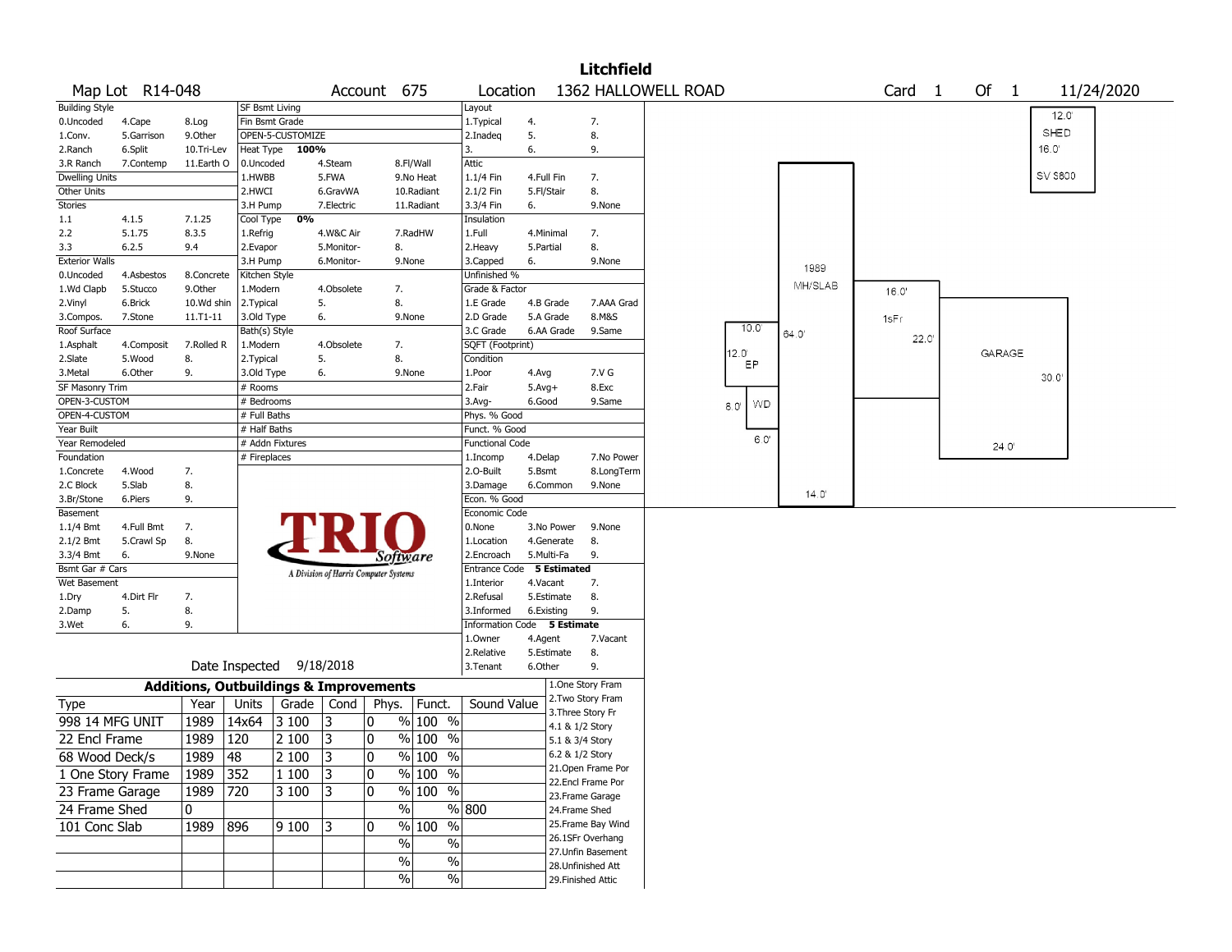# Litchfield

**Map Lot** R14-048 **Account** 675 **Location** 1362 HALLOWELL ROAD **Card** 1 **Of** 1 11/24/2020

| Building Style | | | SF Bsmt Living | | | Layout | | |
|---|---|---|---|---|---|---|---|---|
| 0.Uncoded | 4.Cape | 8.Log | Fin Bsmt Grade | | | 1.Typical | 4. | 7. |
| 1.Conv. | 5.Garrison | 9.Other | OPEN-5-CUSTOMIZE | | | 2.Inadeq | 5. | 8. |
| 2.Ranch | 6.Split | 10.Tri-Lev | Heat Type 100% | | | 3. | 6. | 9. |
| 3.R Ranch | 7.Contemp | 11.Earth O | 0.Uncoded | 4.Steam | 8.Fl/Wall | Attic | | |
| Dwelling Units | | | 1.HWBB | 5.FWA | 9.No Heat | 1.1/4 Fin | 4.Full Fin | 7. |
| Other Units | | | 2.HWCI | 6.GravWA | 10.Radiant | 2.1/2 Fin | 5.Fl/Stair | 8. |
| Stories | | | 3.H Pump | 7.Electric | 11.Radiant | 3.3/4 Fin | 6. | 9.None |
| 1.1 | 4.1.5 | 7.1.25 | Cool Type 0% | | | Insulation | | |
| 2.2 | 5.1.75 | 8.3.5 | 1.Refrig | 4.W&C Air | 7.RadHW | 1.Full | 4.Minimal | 7. |
| 3.3 | 6.2.5 | 9.4 | 2.Evapor | 5.Monitor- | 8. | 2.Heavy | 5.Partial | 8. |
| Exterior Walls | | | 3.H Pump | 6.Monitor- | 9.None | 3.Capped | 6. | 9.None |
| 0.Uncoded | 4.Asbestos | 8.Concrete | Kitchen Style | | | Unfinished % | | |
| 1.Wd Clapb | 5.Stucco | 9.Other | 1.Modern | 4.Obsolete | 7. | Grade & Factor | | |
| 2.Vinyl | 6.Brick | 10.Wd shin | 2.Typical | 5. | 8. | 1.E Grade | 4.B Grade | 7.AAA Grad |
| 3.Compos. | 7.Stone | 11.T1-11 | 3.Old Type | 6. | 9.None | 2.D Grade | 5.A Grade | 8.M&S |
| Roof Surface | | | Bath(s) Style | | | 3.C Grade | 6.AA Grade | 9.Same |
| 1.Asphalt | 4.Composit | 7.Rolled R | 1.Modern | 4.Obsolete | 7. | SQFT (Footprint) | | |
| 2.Slate | 5.Wood | 8. | 2.Typical | 5. | 8. | Condition | | |
| 3.Metal | 6.Other | 9. | 3.Old Type | 6. | 9.None | 1.Poor | 4.Avg | 7.V G |
| SF Masonry Trim | | | # Rooms | | | 2.Fair | 5.Avg+ | 8.Exc |
| OPEN-3-CUSTOM | | | # Bedrooms | | | 3.Avg- | 6.Good | 9.Same |
| OPEN-4-CUSTOM | | | # Full Baths | | | Phys. % Good | | |
| Year Built | | | # Half Baths | | | Funct. % Good | | |
| Year Remodeled | | | # Addn Fixtures | | | Functional Code | | |
| Foundation | | | # Fireplaces | | | 1.Incomp | 4.Delap | 7.No Power |
| 1.Concrete | 4.Wood | 7. | | | | 2.O-Built | 5.Bsmt | 8.LongTerm |
| 2.C Block | 5.Slab | 8. | | | | 3.Damage | 6.Common | 9.None |
| 3.Br/Stone | 6.Piers | 9. | | | | Econ. % Good | | |
| Basement | | | | | | Economic Code | | |
| 1.1/4 Bmt | 4.Full Bmt | 7. | | | | 0.None | 3.No Power | 9.None |
| 2.1/2 Bmt | 5.Crawl Sp | 8. | | | | 1.Location | 4.Generate | 8. |
| 3.3/4 Bmt | 6. | 9.None | | | | 2.Encroach | 5.Multi-Fa | 9. |
| Bsmt Gar # Cars | | | | | | Entrance Code 5 Estimated | | |
| Wet Basement | | | | | | 1.Interior | 4.Vacant | 7. |
| 1.Dry | 4.Dirt Flr | 7. | | | | 2.Refusal | 5.Estimate | 8. |
| 2.Damp | 5. | 8. | | | | 3.Informed | 6.Existing | 9. |
| 3.Wet | 6. | 9. | | | | Information Code 5 Estimate | | |
| | | | | | | 1.Owner | 4.Agent | 7.Vacant |
| | | | | | | 2.Relative | 5.Estimate | 8. |
| | | | Date Inspected 9/18/2018 | | | 3.Tenant | 6.Other | 9. |

TRIO Software — A Division of Harris Computer Systems

## Additions, Outbuildings & Improvements

| Type | Year | Units | Grade | Cond | Phys. | Funct. | Sound Value |
|---|---|---|---|---|---|---|---|
| 998 14 MFG UNIT | 1989 | 14x64 | 3 100 | 3 | 0 % | 100 % | |
| 22 Encl Frame | 1989 | 120 | 2 100 | 3 | 0 % | 100 % | |
| 68 Wood Deck/s | 1989 | 48 | 2 100 | 3 | 0 % | 100 % | |
| 1 One Story Frame | 1989 | 352 | 1 100 | 3 | 0 % | 100 % | |
| 23 Frame Garage | 1989 | 720 | 3 100 | 3 | 0 % | 100 % | |
| 24 Frame Shed | 0 | | | | % | % | 800 |
| 101 Conc Slab | 1989 | 896 | 9 100 | 3 | 0 % | 100 % | |
| | | | | | % | % | |
| | | | | | % | % | |
| | | | | | % | % | |

1.One Story Fram
2.Two Story Fram
3.Three Story Fr
4.1 & 1/2 Story
5.1 & 3/4 Story
6.2 & 1/2 Story
21.Open Frame Por
22.Encl Frame Por
23.Frame Garage
24.Frame Shed
25.Frame Bay Wind
26.1SFr Overhang
27.Unfin Basement
28.Unfinished Att
29.Finished Attic

Sketch labels: SHED 12.0' x 16.0' SV $800; 1989 MH/SLAB 64.0' x 14.0'; EP 10.0' x 12.0'; WD 8.0' x 6.0'; 1sFr 16.0' x 22.0'; GARAGE 24.0' x 30.0'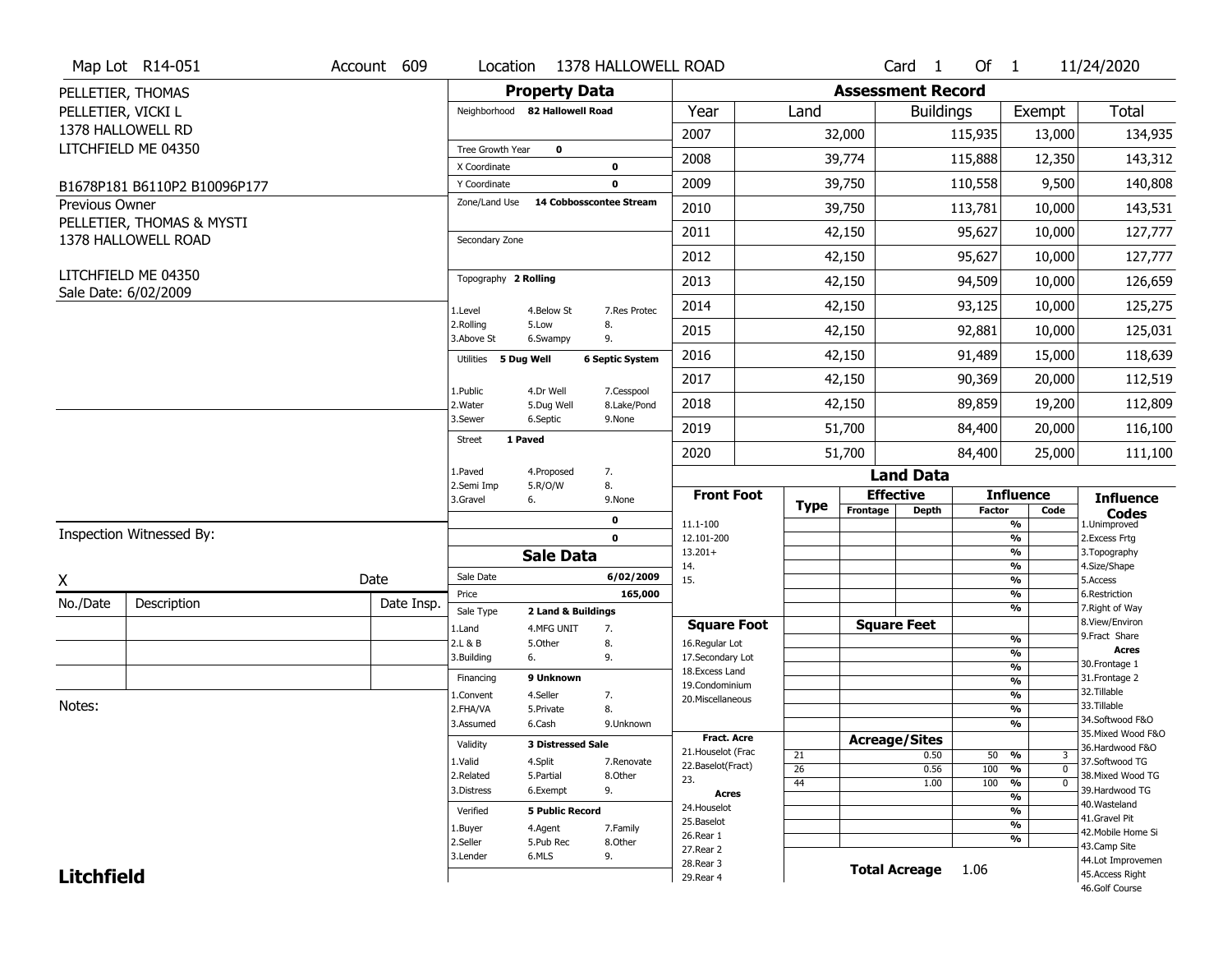Map Lot R14-051 | Account 609 | Location 1378 HALLOWELL ROAD | Card 1 Of 1 | 11/24/2020

PELLETIER, THOMAS
PELLETIER, VICKI L
1378 HALLOWELL RD
LITCHFIELD ME 04350

B1678P181 B6110P2 B10096P177

Previous Owner
PELLETIER, THOMAS & MYSTI
1378 HALLOWELL ROAD

LITCHFIELD ME 04350
Sale Date: 6/02/2009

## Property Data

Neighborhood 82 Hallowell Road

Tree Growth Year 0
X Coordinate 0
Y Coordinate 0
Zone/Land Use 14 Cobbosscontee Stream

Secondary Zone

Topography 2 Rolling

1.Level 4.Below St 7.Res Protec
2.Rolling 5.Low 8.
3.Above St 6.Swampy 9.

Utilities 5 Dug Well 6 Septic System

1.Public 4.Dr Well 7.Cesspool
2.Water 5.Dug Well 8.Lake/Pond
3.Sewer 6.Septic 9.None

Street 1 Paved

1.Paved 4.Proposed 7.
2.Semi Imp 5.R/O/W 8.
3.Gravel 6. 9.None

0
0

## Sale Data

Sale Date 6/02/2009
Price 165,000
Sale Type 2 Land & Buildings

1.Land 4.MFG UNIT 7.
2.L & B 5.Other 8.
3.Building 6. 9.

Financing 9 Unknown

1.Convent 4.Seller 7.
2.FHA/VA 5.Private 8.
3.Assumed 6.Cash 9.Unknown

Validity 3 Distressed Sale

1.Valid 4.Split 7.Renovate
2.Related 5.Partial 8.Other
3.Distress 6.Exempt 9.

Verified 5 Public Record

1.Buyer 4.Agent 7.Family
2.Seller 5.Pub Rec 8.Other
3.Lender 6.MLS 9.

## Assessment Record

| Year | Land | Buildings | Exempt | Total |
|---|---|---|---|---|
| 2007 | 32,000 | 115,935 | 13,000 | 134,935 |
| 2008 | 39,774 | 115,888 | 12,350 | 143,312 |
| 2009 | 39,750 | 110,558 | 9,500 | 140,808 |
| 2010 | 39,750 | 113,781 | 10,000 | 143,531 |
| 2011 | 42,150 | 95,627 | 10,000 | 127,777 |
| 2012 | 42,150 | 95,627 | 10,000 | 127,777 |
| 2013 | 42,150 | 94,509 | 10,000 | 126,659 |
| 2014 | 42,150 | 93,125 | 10,000 | 125,275 |
| 2015 | 42,150 | 92,881 | 10,000 | 125,031 |
| 2016 | 42,150 | 91,489 | 15,000 | 118,639 |
| 2017 | 42,150 | 90,369 | 20,000 | 112,519 |
| 2018 | 42,150 | 89,859 | 19,200 | 112,809 |
| 2019 | 51,700 | 84,400 | 20,000 | 116,100 |
| 2020 | 51,700 | 84,400 | 25,000 | 111,100 |

## Land Data

| Front Foot | Type | Effective Frontage | Effective Depth | Influence Factor | Influence Code |
|---|---|---|---|---|---|
| 11.1-100 | | | | % | |
| 12.101-200 | | | | % | |
| 13.201+ | | | | % | |
| 14. | | | | % | |
| 15. | | | | % | |
| | | | | % | |
| | | | | % | |

| Square Foot | Square Feet | Influence Factor | Influence Code |
|---|---|---|---|
| 16.Regular Lot | | % | |
| 17.Secondary Lot | | % | |
| 18.Excess Land | | % | |
| 19.Condominium | | % | |
| 20.Miscellaneous | | % | |
| | | % | |
| | | % | |

| Fract. Acre / Acres | Type | Acreage/Sites | Influence Factor | Influence Code |
|---|---|---|---|---|
| 21.Houselot (Frac | 21 | 0.50 | 50 % | 3 |
| 22.Baselot(Fract) | 26 | 0.56 | 100 % | 0 |
| 23. | 44 | 1.00 | 100 % | 0 |
| 24.Houselot | | | % | |
| 25.Baselot | | | % | |
| 26.Rear 1 | | | % | |
| 27.Rear 2 | | | % | |
| 28.Rear 3 | | | | |
| 29.Rear 4 | | | | |

Total Acreage 1.06

**Influence Codes**
1.Unimproved
2.Excess Frtg
3.Topography
4.Size/Shape
5.Access
6.Restriction
7.Right of Way
8.View/Environ
9.Fract Share

**Acres**
30.Frontage 1
31.Frontage 2
32.Tillable
33.Tillable
34.Softwood F&O
35.Mixed Wood F&O
36.Hardwood F&O
37.Softwood TG
38.Mixed Wood TG
39.Hardwood TG
40.Wasteland
41.Gravel Pit
42.Mobile Home Si
43.Camp Site
44.Lot Improvemen
45.Access Right
46.Golf Course

Inspection Witnessed By:

X Date

| No./Date | Description | Date Insp. |
|---|---|---|
| | | |
| | | |
| | | |

Notes:

**Litchfield**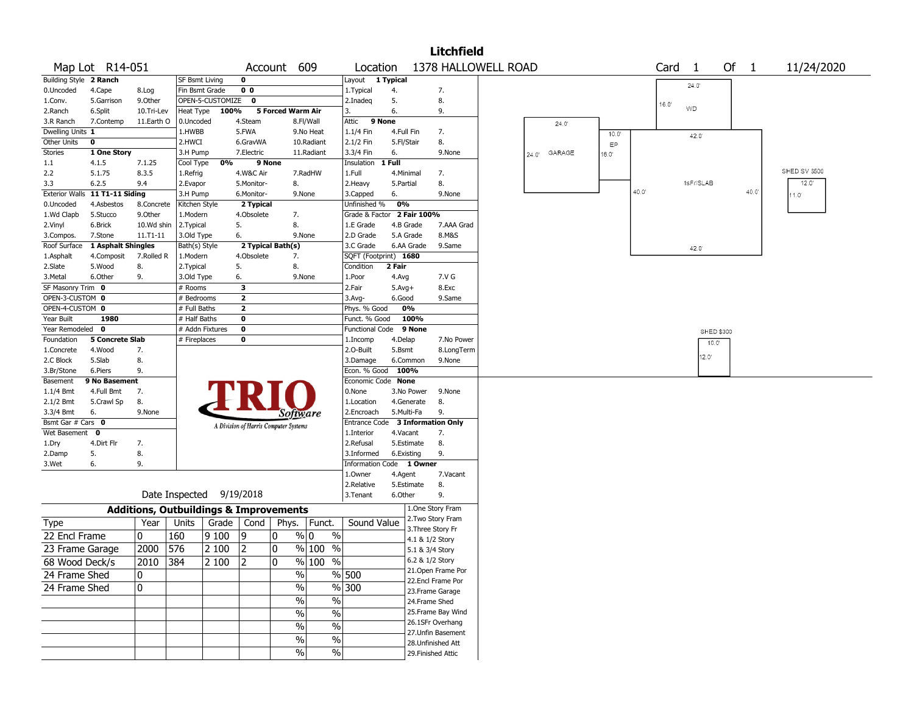# Litchfield

**Map Lot** R14-051 **Account** 609 **Location** 1378 HALLOWELL ROAD **Card** 1 **Of** 1 11/24/2020

| | | | | | | | | | | | |
|---|---|---|---|---|---|---|---|---|---|---|---|
| Building Style | 2 Ranch | | SF Bsmt Living | 0 | | | | Layout | 1 Typical | | |
| 0.Uncoded | 4.Cape | 8.Log | Fin Bsmt Grade | 0 0 | | | | 1.Typical | 4. | 7. | |
| 1.Conv. | 5.Garrison | 9.Other | OPEN-5-CUSTOMIZE | 0 | | | | 2.Inadeq | 5. | 8. | |
| 2.Ranch | 6.Split | 10.Tri-Lev | Heat Type | 100% | 5 Forced Warm Air | | | 3. | 6. | 9. | |
| 3.R Ranch | 7.Contemp | 11.Earth O | 0.Uncoded | 4.Steam | | 8.Fl/Wall | | Attic | 9 None | | |
| Dwelling Units | 1 | | 1.HWBB | 5.FWA | | 9.No Heat | | 1.1/4 Fin | 4.Full Fin | 7. | |
| Other Units | 0 | | 2.HWCI | 6.GravWA | | 10.Radiant | | 2.1/2 Fin | 5.Fl/Stair | 8. | |
| Stories | 1 One Story | | 3.H Pump | 7.Electric | | 11.Radiant | | 3.3/4 Fin | 6. | 9.None | |
| 1.1 | 4.1.5 | 7.1.25 | Cool Type | 0% | 9 None | | | Insulation | 1 Full | | |
| 2.2 | 5.1.75 | 8.3.5 | 1.Refrig | 4.W&C Air | | 7.RadHW | | 1.Full | 4.Minimal | 7. | |
| 3.3 | 6.2.5 | 9.4 | 2.Evapor | 5.Monitor- | | 8. | | 2.Heavy | 5.Partial | 8. | |
| Exterior Walls | 11 T1-11 Siding | | 3.H Pump | 6.Monitor- | | 9.None | | 3.Capped | 6. | 9.None | |
| 0.Uncoded | 4.Asbestos | 8.Concrete | Kitchen Style | 2 Typical | | | | Unfinished % | 0% | | |
| 1.Wd Clapb | 5.Stucco | 9.Other | 1.Modern | 4.Obsolete | | 7. | | Grade & Factor | 2 Fair 100% | | |
| 2.Vinyl | 6.Brick | 10.Wd shin | 2.Typical | 5. | | 8. | | 1.E Grade | 4.B Grade | 7.AAA Grad | |
| 3.Compos. | 7.Stone | 11.T1-11 | 3.Old Type | 6. | | 9.None | | 2.D Grade | 5.A Grade | 8.M&S | |
| Roof Surface | 1 Asphalt Shingles | | Bath(s) Style | 2 Typical Bath(s) | | | | 3.C Grade | 6.AA Grade | 9.Same | |
| 1.Asphalt | 4.Composit | 7.Rolled R | 1.Modern | 4.Obsolete | | 7. | | SQFT (Footprint) | 1680 | | |
| 2.Slate | 5.Wood | 8. | 2.Typical | 5. | | 8. | | Condition | 2 Fair | | |
| 3.Metal | 6.Other | 9. | 3.Old Type | 6. | | 9.None | | 1.Poor | 4.Avg | 7.V G | |
| SF Masonry Trim | 0 | | # Rooms | 3 | | | | 2.Fair | 5.Avg+ | 8.Exc | |
| OPEN-3-CUSTOM | 0 | | # Bedrooms | 2 | | | | 3.Avg- | 6.Good | 9.Same | |
| OPEN-4-CUSTOM | 0 | | # Full Baths | 2 | | | | Phys. % Good | 0% | | |
| Year Built | 1980 | | # Half Baths | 0 | | | | Funct. % Good | 100% | | |
| Year Remodeled | 0 | | # Addn Fixtures | 0 | | | | Functional Code | 9 None | | |
| Foundation | 5 Concrete Slab | | # Fireplaces | 0 | | | | 1.Incomp | 4.Delap | 7.No Power | |
| 1.Concrete | 4.Wood | 7. | | | | | | 2.O-Built | 5.Bsmt | 8.LongTerm | |
| 2.C Block | 5.Slab | 8. | | | | | | 3.Damage | 6.Common | 9.None | |
| 3.Br/Stone | 6.Piers | 9. | | | | | | Econ. % Good | 100% | | |
| Basement | 9 No Basement | | | | | | | Economic Code | None | | |
| 1.1/4 Bmt | 4.Full Bmt | 7. | | | | | | 0.None | 3.No Power | 9.None | |
| 2.1/2 Bmt | 5.Crawl Sp | 8. | | | | | | 1.Location | 4.Generate | 8. | |
| 3.3/4 Bmt | 6. | 9.None | | | | | | 2.Encroach | 5.Multi-Fa | 9. | |
| Bsmt Gar # Cars | 0 | | | | | | | Entrance Code | 3 Information Only | | |
| Wet Basement | 0 | | | | | | | 1.Interior | 4.Vacant | 7. | |
| 1.Dry | 4.Dirt Flr | 7. | | | | | | 2.Refusal | 5.Estimate | 8. | |
| 2.Damp | 5. | 8. | | | | | | 3.Informed | 6.Existing | 9. | |
| 3.Wet | 6. | 9. | | | | | | Information Code | 1 Owner | | |
| | | | | | | | | 1.Owner | 4.Agent | 7.Vacant | |
| | | | | | | | | 2.Relative | 5.Estimate | 8. | |
| | | | Date Inspected | 9/19/2018 | | | | 3.Tenant | 6.Other | 9. | |

TRIO Software — A Division of Harris Computer Systems

## Additions, Outbuildings & Improvements

| Type | Year | Units | Grade | Cond | Phys. | Funct. | Sound Value |
|---|---|---|---|---|---|---|---|
| 22 Encl Frame | 0 | 160 | 9 100 | 9 | 0 % | 0 % | |
| 23 Frame Garage | 2000 | 576 | 2 100 | 2 | 0 % | 100 % | |
| 68 Wood Deck/s | 2010 | 384 | 2 100 | 2 | 0 % | 100 % | |
| 24 Frame Shed | 0 | | | | % | % | 500 |
| 24 Frame Shed | 0 | | | | % | % | 300 |
| | | | | | % | % | |
| | | | | | % | % | |
| | | | | | % | % | |
| | | | | | % | % | |
| | | | | | % | % | |

1.One Story Fram
2.Two Story Fram
3.Three Story Fr
4.1 & 1/2 Story
5.1 & 3/4 Story
6.2 & 1/2 Story
21.Open Frame Por
22.Encl Frame Por
23.Frame Garage
24.Frame Shed
25.Frame Bay Wind
26.1SFr Overhang
27.Unfin Basement
28.Unfinished Att
29.Finished Attic

Sketch labels: 24.0' GARAGE 24.0' | 10.0' EP 16.0' | 24.0' WD 16.0' | 42.0' 1sFr/SLAB 40.0' 40.0' 42.0' | SHED SV $500 12.0' 11.0' | SHED $300 10.0' 12.0'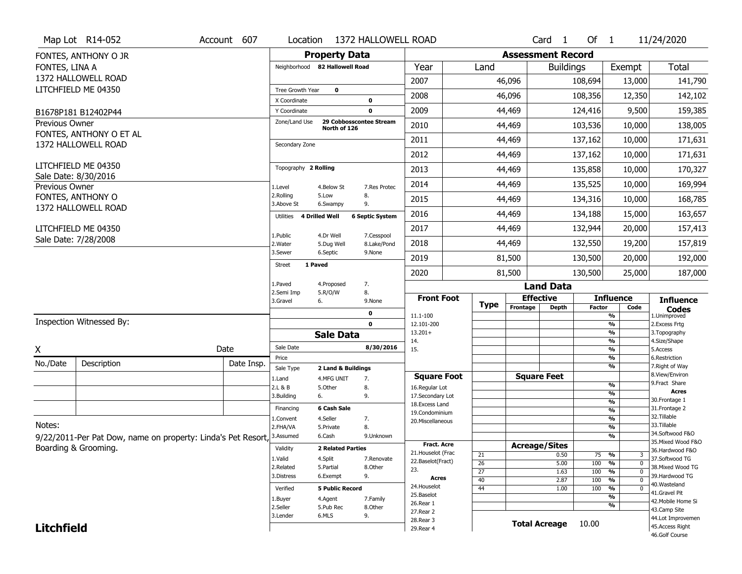Map Lot R14-052 | Account 607 | Location 1372 HALLOWELL ROAD | Card 1 Of 1 | 11/24/2020

FONTES, ANTHONY O JR
FONTES, LINA A
1372 HALLOWELL ROAD
LITCHFIELD ME 04350

B1678P181 B12402P44

Previous Owner
FONTES, ANTHONY O ET AL
1372 HALLOWELL ROAD

LITCHFIELD ME 04350
Sale Date: 8/30/2016

Previous Owner
FONTES, ANTHONY O
1372 HALLOWELL ROAD

LITCHFIELD ME 04350
Sale Date: 7/28/2008

## Property Data

Neighborhood 82 Hallowell Road

Tree Growth Year 0
X Coordinate 0
Y Coordinate 0
Zone/Land Use 29 Cobbosscontee Stream North of 126
Secondary Zone

Topography 2 Rolling

| | | |
|---|---|---|
| 1.Level | 4.Below St | 7.Res Protec |
| 2.Rolling | 5.Low | 8. |
| 3.Above St | 6.Swampy | 9. |

Utilities 4 Drilled Well 6 Septic System

| | | |
|---|---|---|
| 1.Public | 4.Dr Well | 7.Cesspool |
| 2.Water | 5.Dug Well | 8.Lake/Pond |
| 3.Sewer | 6.Septic | 9.None |

Street 1 Paved

| | | |
|---|---|---|
| 1.Paved | 4.Proposed | 7. |
| 2.Semi Imp | 5.R/O/W | 8. |
| 3.Gravel | 6. | 9.None |

0
0

## Sale Data

Sale Date 8/30/2016
Price
Sale Type 2 Land & Buildings

| | | |
|---|---|---|
| 1.Land | 4.MFG UNIT | 7. |
| 2.L & B | 5.Other | 8. |
| 3.Building | 6. | 9. |

Financing 6 Cash Sale

| | | |
|---|---|---|
| 1.Convent | 4.Seller | 7. |
| 2.FHA/VA | 5.Private | 8. |
| 3.Assumed | 6.Cash | 9.Unknown |

Validity 2 Related Parties

| | | |
|---|---|---|
| 1.Valid | 4.Split | 7.Renovate |
| 2.Related | 5.Partial | 8.Other |
| 3.Distress | 6.Exempt | 9. |

Verified 5 Public Record

| | | |
|---|---|---|
| 1.Buyer | 4.Agent | 7.Family |
| 2.Seller | 5.Pub Rec | 8.Other |
| 3.Lender | 6.MLS | 9. |

## Assessment Record

| Year | Land | Buildings | Exempt | Total |
|---|---|---|---|---|
| 2007 | 46,096 | 108,694 | 13,000 | 141,790 |
| 2008 | 46,096 | 108,356 | 12,350 | 142,102 |
| 2009 | 44,469 | 124,416 | 9,500 | 159,385 |
| 2010 | 44,469 | 103,536 | 10,000 | 138,005 |
| 2011 | 44,469 | 137,162 | 10,000 | 171,631 |
| 2012 | 44,469 | 137,162 | 10,000 | 171,631 |
| 2013 | 44,469 | 135,858 | 10,000 | 170,327 |
| 2014 | 44,469 | 135,525 | 10,000 | 169,994 |
| 2015 | 44,469 | 134,316 | 10,000 | 168,785 |
| 2016 | 44,469 | 134,188 | 15,000 | 163,657 |
| 2017 | 44,469 | 132,944 | 20,000 | 157,413 |
| 2018 | 44,469 | 132,550 | 19,200 | 157,819 |
| 2019 | 81,500 | 130,500 | 20,000 | 192,000 |
| 2020 | 81,500 | 130,500 | 25,000 | 187,000 |

## Land Data

Front Foot: 11.1-100, 12.101-200, 13.201+, 14., 15.

Square Foot: 16.Regular Lot, 17.Secondary Lot, 18.Excess Land, 19.Condominium, 20.Miscellaneous

Fract. Acre: 21.Houselot (Frac, 22.Baselot(Fract), 23.

Acres: 24.Houselot, 25.Baselot, 26.Rear 1, 27.Rear 2, 28.Rear 3, 29.Rear 4

Acreage/Sites

| Type | Acres | Influence Factor | Code |
|---|---|---|---|
| 21 | 0.50 | 75 % | 3 |
| 26 | 5.00 | 100 % | 0 |
| 27 | 1.63 | 100 % | 0 |
| 40 | 2.87 | 100 % | 0 |
| 44 | 1.00 | 100 % | 0 |

Total Acreage 10.00

Influence Codes: 1.Unimproved, 2.Excess Frtg, 3.Topography, 4.Size/Shape, 5.Access, 6.Restriction, 7.Right of Way, 8.View/Environ, 9.Fract Share

Acres: 30.Frontage 1, 31.Frontage 2, 32.Tillable, 33.Tillable, 34.Softwood F&O, 35.Mixed Wood F&O, 36.Hardwood F&O, 37.Softwood TG, 38.Mixed Wood TG, 39.Hardwood TG, 40.Wasteland, 41.Gravel Pit, 42.Mobile Home Si, 43.Camp Site, 44.Lot Improvemen, 45.Access Right, 46.Golf Course

Inspection Witnessed By:

X ______ Date ______

| No./Date | Description | Date Insp. |
|---|---|---|
| | | |
| | | |
| | | |

Notes:
9/22/2011-Per Pat Dow, name on property: Linda's Pet Resort, Boarding & Grooming.

**Litchfield**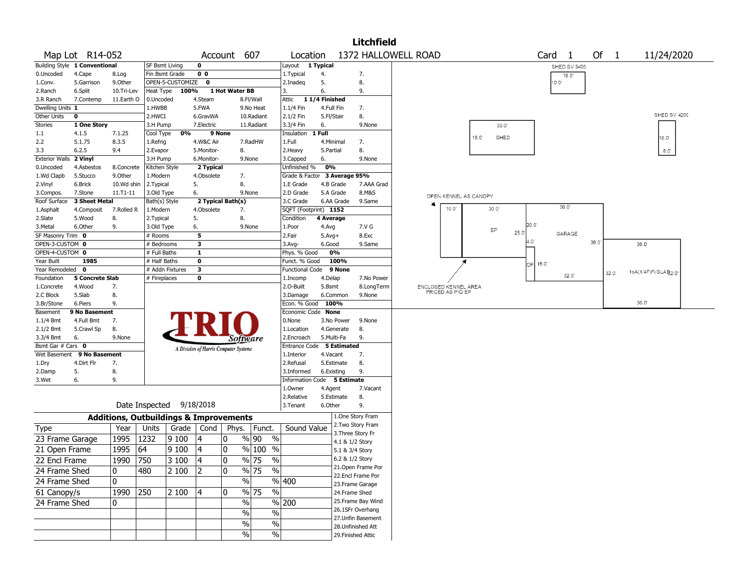# Litchfield

Map Lot R14-052 | Account 607 | Location 1372 HALLOWELL ROAD | Card 1 Of 1 | 11/24/2020

| | | |
|---|---|---|
| Building Style **1 Conventional** | SF Bsmt Living **0** | Layout **1 Typical** |
| 0.Uncoded 4.Cape 8.Log | Fin Bsmt Grade **0 0** | 1.Typical 4. 7. |
| 1.Conv. 5.Garrison 9.Other | OPEN-5-CUSTOMIZE **0** | 2.Inadeq 5. 8. |
| 2.Ranch 6.Split 10.Tri-Lev | Heat Type **100% 1 Hot Water BB** | 3. 6. 9. |
| 3.R Ranch 7.Contemp 11.Earth O | 0.Uncoded 4.Steam 8.Fl/Wall | Attic **1 1/4 Finished** |
| Dwelling Units **1** | 1.HWBB 5.FWA 9.No Heat | 1.1/4 Fin 4.Full Fin 7. |
| Other Units **0** | 2.HWCI 6.GravWA 10.Radiant | 2.1/2 Fin 5.Fl/Stair 8. |
| Stories **1 One Story** | 3.H Pump 7.Electric 11.Radiant | 3.3/4 Fin 6. 9.None |
| 1.1 4.1.5 7.1.25 | Cool Type **0% 9 None** | Insulation **1 Full** |
| 2.2 5.1.75 8.3.5 | 1.Refrig 4.W&C Air 7.RadHW | 1.Full 4.Minimal 7. |
| 3.3 6.2.5 9.4 | 2.Evapor 5.Monitor- 8. | 2.Heavy 5.Partial 8. |
| Exterior Walls **2 Vinyl** | 3.H Pump 6.Monitor- 9.None | 3.Capped 6. 9.None |
| 0.Uncoded 4.Asbestos 8.Concrete | Kitchen Style **2 Typical** | Unfinished % **0%** |
| 1.Wd Clapb 5.Stucco 9.Other | 1.Modern 4.Obsolete 7. | Grade & Factor **3 Average 95%** |
| 2.Vinyl 6.Brick 10.Wd shin | 2.Typical 5. 8. | 1.E Grade 4.B Grade 7.AAA Grad |
| 3.Compos. 7.Stone 11.T1-11 | 3.Old Type 6. 9.None | 2.D Grade 5.A Grade 8.M&S |
| Roof Surface **3 Sheet Metal** | Bath(s) Style **2 Typical Bath(s)** | 3.C Grade 6.AA Grade 9.Same |
| 1.Asphalt 4.Composit 7.Rolled R | 1.Modern 4.Obsolete 7. | SQFT (Footprint) **1152** |
| 2.Slate 5.Wood 8. | 2.Typical 5. 8. | Condition **4 Average** |
| 3.Metal 6.Other 9. | 3.Old Type 6. 9.None | 1.Poor 4.Avg 7.V G |
| SF Masonry Trim **0** | # Rooms **5** | 2.Fair 5.Avg+ 8.Exc |
| OPEN-3-CUSTOM **0** | # Bedrooms **3** | 3.Avg- 6.Good 9.Same |
| OPEN-4-CUSTOM **0** | # Full Baths **1** | Phys. % Good **0%** |
| Year Built **1985** | # Half Baths **0** | Funct. % Good **100%** |
| Year Remodeled **0** | # Addn Fixtures **3** | Functional Code **9 None** |
| Foundation **5 Concrete Slab** | # Fireplaces **0** | 1.Incomp 4.Delap 7.No Power |
| 1.Concrete 4.Wood 7. | | 2.O-Built 5.Bsmt 8.LongTerm |
| 2.C Block 5.Slab 8. | | 3.Damage 6.Common 9.None |
| 3.Br/Stone 6.Piers 9. | | Econ. % Good **100%** |
| Basement **9 No Basement** | | Economic Code **None** |
| 1.1/4 Bmt 4.Full Bmt 7. | | 0.None 3.No Power 9.None |
| 2.1/2 Bmt 5.Crawl Sp 8. | | 1.Location 4.Generate 8. |
| 3.3/4 Bmt 6. 9.None | | 2.Encroach 5.Multi-Fa 9. |
| Bsmt Gar # Cars **0** | | Entrance Code **5 Estimated** |
| Wet Basement **9 No Basement** | | 1.Interior 4.Vacant 7. |
| 1.Dry 4.Dirt Flr 7. | | 2.Refusal 5.Estimate 8. |
| 2.Damp 5. 8. | | 3.Informed 6.Existing 9. |
| 3.Wet 6. 9. | | Information Code **5 Estimate** |
| | | 1.Owner 4.Agent 7.Vacant |
| | | 2.Relative 5.Estimate 8. |
| | Date Inspected 9/18/2018 | 3.Tenant 6.Other 9. |

TRIO Software — A Division of Harris Computer Systems

## Additions, Outbuildings & Improvements

| Type | Year | Units | Grade | Cond | Phys. | Funct. | Sound Value |
|---|---|---|---|---|---|---|---|
| 23 Frame Garage | 1995 | 1232 | 9 100 | 4 | 0 % | 90 % | |
| 21 Open Frame | 1995 | 64 | 9 100 | 4 | 0 % | 100 % | |
| 22 Encl Frame | 1990 | 750 | 3 100 | 4 | 0 % | 75 % | |
| 24 Frame Shed | 0 | 480 | 2 100 | 2 | 0 % | 75 % | |
| 24 Frame Shed | 0 | | | | % | % | 400 |
| 61 Canopy/s | 1990 | 250 | 2 100 | 4 | 0 % | 75 % | |
| 24 Frame Shed | 0 | | | | % | % | 200 |
| | | | | | % | % | |
| | | | | | % | % | |
| | | | | | % | % | |

1.One Story Fram
2.Two Story Fram
3.Three Story Fr
4.1 & 1/2 Story
5.1 & 3/4 Story
6.2 & 1/2 Story
21.Open Frame Por
22.Encl Frame Por
23.Frame Garage
24.Frame Shed
25.Frame Bay Wind
26.1SFr Overhang
27.Unfin Basement
28.Unfinished Att
29.Finished Attic

SHED SV 5400
16.0'
10.0'
SHED SV 4200
16.0'
8.0'
30.0'
16.0' SHED
OPEN KENNEL AS CANOPY
10.0'
30.0'
36.0'
EP
20.0'
25.0'
GARAGE
4.0'
36.0'
36.0'
OP 16.0'
32.0'
32.0'
1sA(1/4F)Fr/SLAB 32.0'
ENCLOSED KENNEL AREA PRICED AS P/O EP
36.0'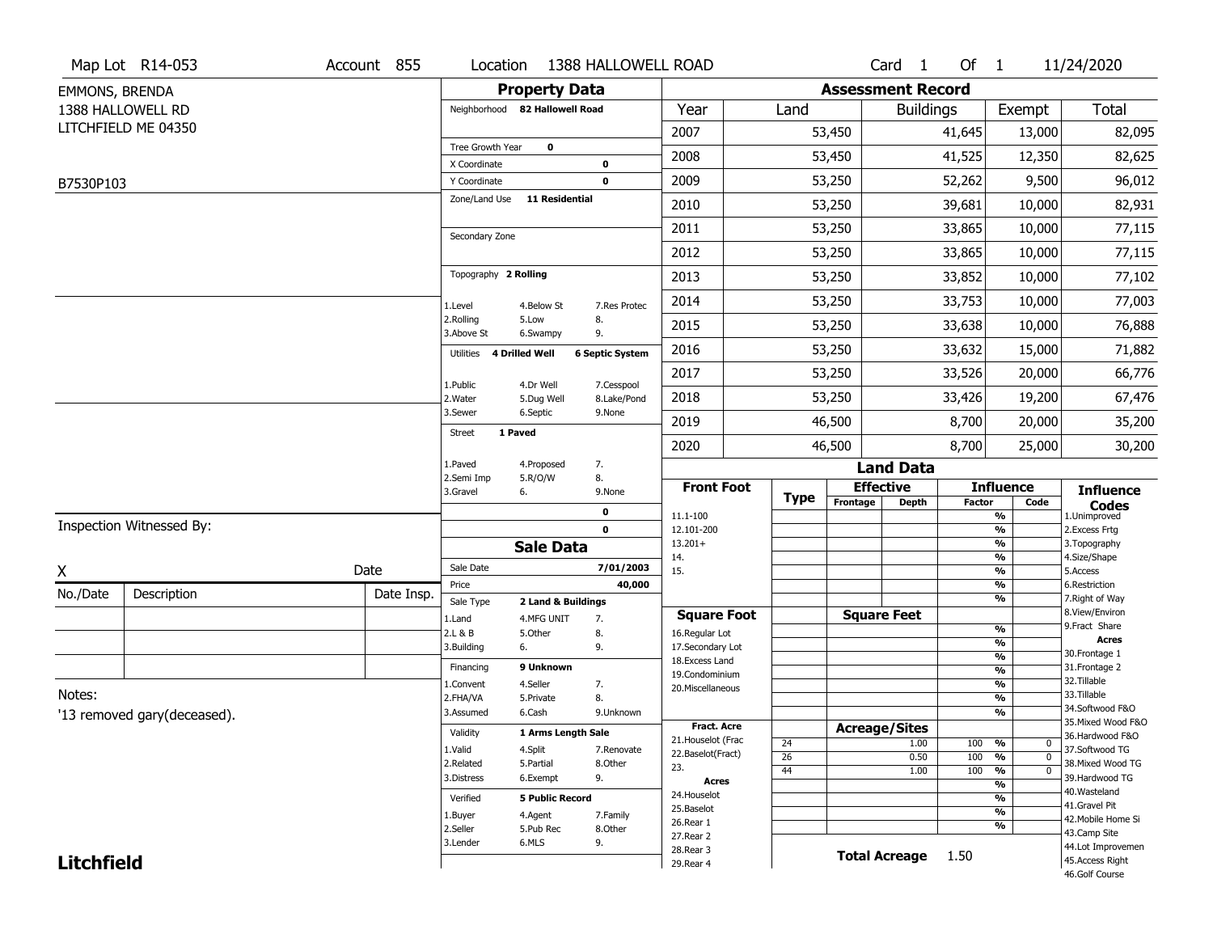Map Lot R14-053 | Account 855 | Location 1388 HALLOWELL ROAD | Card 1 Of 1 | 11/24/2020

EMMONS, BRENDA
1388 HALLOWELL RD
LITCHFIELD ME 04350

B7530P103

## Property Data

Neighborhood **82 Hallowell Road**

Tree Growth Year **0**
X Coordinate **0**
Y Coordinate **0**
Zone/Land Use **11 Residential**

Secondary Zone

Topography **2 Rolling**

1.Level 4.Below St 7.Res Protec
2.Rolling 5.Low 8.
3.Above St 6.Swampy 9.

Utilities **4 Drilled Well** **6 Septic System**

1.Public 4.Dr Well 7.Cesspool
2.Water 5.Dug Well 8.Lake/Pond
3.Sewer 6.Septic 9.None

Street **1 Paved**

1.Paved 4.Proposed 7.
2.Semi Imp 5.R/O/W 8.
3.Gravel 6. 9.None

0
0

## Sale Data

Sale Date **7/01/2003**
Price **40,000**
Sale Type **2 Land & Buildings**

1.Land 4.MFG UNIT 7.
2.L & B 5.Other 8.
3.Building 6. 9.

Financing **9 Unknown**

1.Convent 4.Seller 7.
2.FHA/VA 5.Private 8.
3.Assumed 6.Cash 9.Unknown

Validity **1 Arms Length Sale**

1.Valid 4.Split 7.Renovate
2.Related 5.Partial 8.Other
3.Distress 6.Exempt 9.

Verified **5 Public Record**

1.Buyer 4.Agent 7.Family
2.Seller 5.Pub Rec 8.Other
3.Lender 6.MLS 9.

## Assessment Record

| Year | Land | Buildings | Exempt | Total |
|---|---|---|---|---|
| 2007 | 53,450 | 41,645 | 13,000 | 82,095 |
| 2008 | 53,450 | 41,525 | 12,350 | 82,625 |
| 2009 | 53,250 | 52,262 | 9,500 | 96,012 |
| 2010 | 53,250 | 39,681 | 10,000 | 82,931 |
| 2011 | 53,250 | 33,865 | 10,000 | 77,115 |
| 2012 | 53,250 | 33,865 | 10,000 | 77,115 |
| 2013 | 53,250 | 33,852 | 10,000 | 77,102 |
| 2014 | 53,250 | 33,753 | 10,000 | 77,003 |
| 2015 | 53,250 | 33,638 | 10,000 | 76,888 |
| 2016 | 53,250 | 33,632 | 15,000 | 71,882 |
| 2017 | 53,250 | 33,526 | 20,000 | 66,776 |
| 2018 | 53,250 | 33,426 | 19,200 | 67,476 |
| 2019 | 46,500 | 8,700 | 20,000 | 35,200 |
| 2020 | 46,500 | 8,700 | 25,000 | 30,200 |

## Land Data

| Front Foot | Type | Effective Frontage | Effective Depth | Influence Factor | Influence Code |
|---|---|---|---|---|---|
| 11.1-100 | | | | % | |
| 12.101-200 | | | | % | |
| 13.201+ | | | | % | |
| 14. | | | | % | |
| 15. | | | | % | |
| | | | | % | |
| | | | | % | |
| **Square Foot** | | **Square Feet** | | | |
| 16.Regular Lot | | | | % | |
| 17.Secondary Lot | | | | % | |
| 18.Excess Land | | | | % | |
| 19.Condominium | | | | % | |
| 20.Miscellaneous | | | | % | |
| | | | | % | |
| | | | | % | |
| **Fract. Acre** | | **Acreage/Sites** | | | |
| 21.Houselot (Frac | 24 | | 1.00 | 100 % | 0 |
| 22.Baselot(Fract) | 26 | | 0.50 | 100 % | 0 |
| 23. | 44 | | 1.00 | 100 % | 0 |
| **Acres** | | | | % | |
| 24.Houselot | | | | % | |
| 25.Baselot | | | | % | |
| 26.Rear 1 | | | | % | |
| 27.Rear 2 | | | | | |
| 28.Rear 3 | | | | | |
| 29.Rear 4 | | | | | |

**Total Acreage** 1.50

**Influence Codes**
1.Unimproved
2.Excess Frtg
3.Topography
4.Size/Shape
5.Access
6.Restriction
7.Right of Way
8.View/Environ
9.Fract Share
**Acres**
30.Frontage 1
31.Frontage 2
32.Tillable
33.Tillable
34.Softwood F&O
35.Mixed Wood F&O
36.Hardwood F&O
37.Softwood TG
38.Mixed Wood TG
39.Hardwood TG
40.Wasteland
41.Gravel Pit
42.Mobile Home Si
43.Camp Site
44.Lot Improvemen
45.Access Right
46.Golf Course

Inspection Witnessed By:

X Date

| No./Date | Description | Date Insp. |
|---|---|---|
| | | |
| | | |
| | | |

Notes:
'13 removed gary(deceased).

**Litchfield**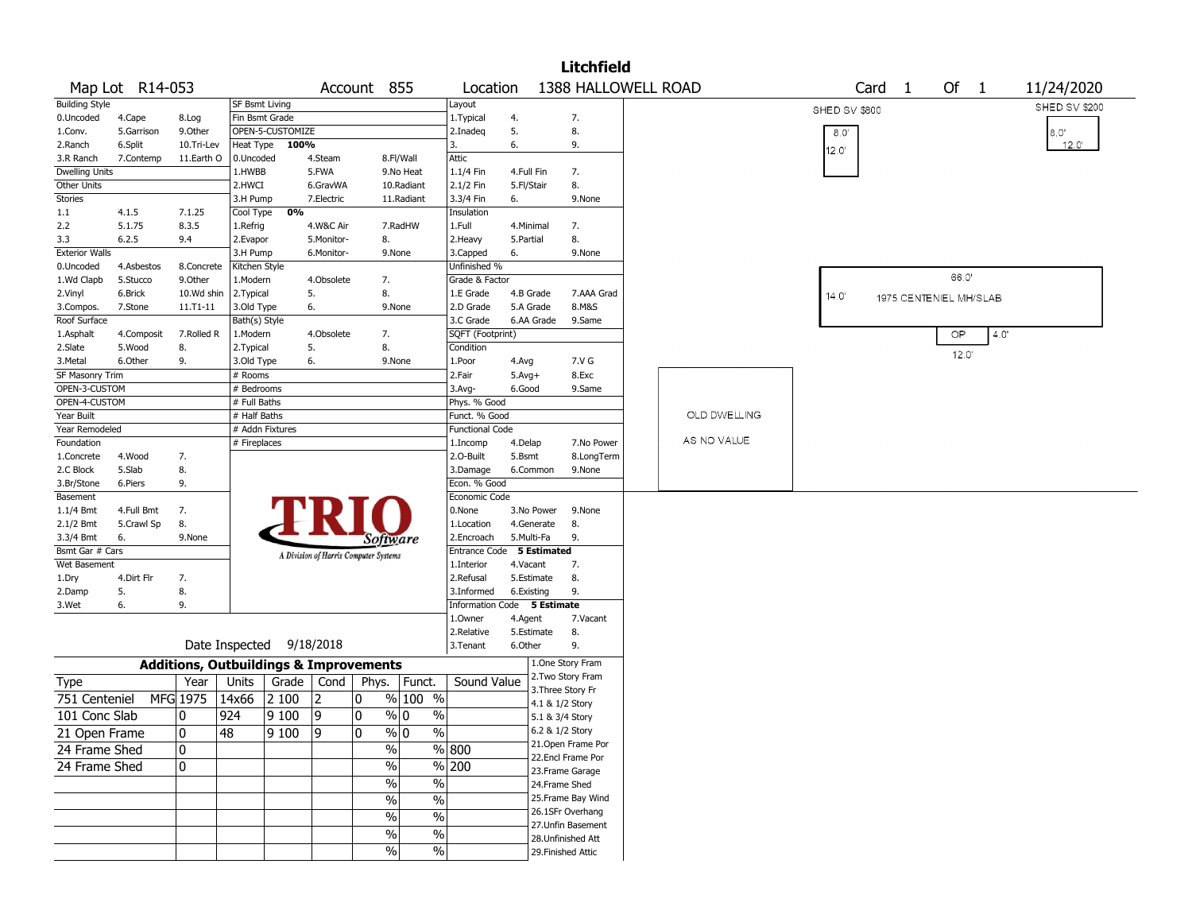# Litchfield

Map Lot R14-053 | Account 855 | Location 1388 HALLOWELL ROAD | Card 1 Of 1 | 11/24/2020

| | | |
|---|---|---|
| **Building Style** | | |
| 0.Uncoded | 4.Cape | 8.Log |
| 1.Conv. | 5.Garrison | 9.Other |
| 2.Ranch | 6.Split | 10.Tri-Lev |
| 3.R Ranch | 7.Contemp | 11.Earth O |
| **Dwelling Units** | | |
| **Other Units** | | |
| **Stories** | | |
| 1.1 | 4.1.5 | 7.1.25 |
| 2.2 | 5.1.75 | 8.3.5 |
| 3.3 | 6.2.5 | 9.4 |
| **Exterior Walls** | | |
| 0.Uncoded | 4.Asbestos | 8.Concrete |
| 1.Wd Clapb | 5.Stucco | 9.Other |
| 2.Vinyl | 6.Brick | 10.Wd shin |
| 3.Compos. | 7.Stone | 11.T1-11 |
| **Roof Surface** | | |
| 1.Asphalt | 4.Composit | 7.Rolled R |
| 2.Slate | 5.Wood | 8. |
| 3.Metal | 6.Other | 9. |
| **SF Masonry Trim** | | |
| OPEN-3-CUSTOM | | |
| OPEN-4-CUSTOM | | |
| **Year Built** | | |
| **Year Remodeled** | | |
| **Foundation** | | |
| 1.Concrete | 4.Wood | 7. |
| 2.C Block | 5.Slab | 8. |
| 3.Br/Stone | 6.Piers | 9. |
| **Basement** | | |
| 1.1/4 Bmt | 4.Full Bmt | 7. |
| 2.1/2 Bmt | 5.Crawl Sp | 8. |
| 3.3/4 Bmt | 6. | 9.None |
| **Bsmt Gar # Cars** | | |
| **Wet Basement** | | |
| 1.Dry | 4.Dirt Flr | 7. |
| 2.Damp | 5. | 8. |
| 3.Wet | 6. | 9. |

| | | |
|---|---|---|
| **SF Bsmt Living** | | |
| **Fin Bsmt Grade** | | |
| OPEN-5-CUSTOMIZE | | |
| **Heat Type 100%** | | |
| 0.Uncoded | 4.Steam | 8.Fl/Wall |
| 1.HWBB | 5.FWA | 9.No Heat |
| 2.HWCI | 6.GravWA | 10.Radiant |
| 3.H Pump | 7.Electric | 11.Radiant |
| **Cool Type 0%** | | |
| 1.Refrig | 4.W&C Air | 7.RadHW |
| 2.Evapor | 5.Monitor- | 8. |
| 3.H Pump | 6.Monitor- | 9.None |
| **Kitchen Style** | | |
| 1.Modern | 4.Obsolete | 7. |
| 2.Typical | 5. | 8. |
| 3.Old Type | 6. | 9.None |
| **Bath(s) Style** | | |
| 1.Modern | 4.Obsolete | 7. |
| 2.Typical | 5. | 8. |
| 3.Old Type | 6. | 9.None |
| **# Rooms** | | |
| **# Bedrooms** | | |
| **# Full Baths** | | |
| **# Half Baths** | | |
| **# Addn Fixtures** | | |
| **# Fireplaces** | | |

| | | |
|---|---|---|
| **Layout** | | |
| 1.Typical | 4. | 7. |
| 2.Inadeq | 5. | 8. |
| 3. | 6. | 9. |
| **Attic** | | |
| 1.1/4 Fin | 4.Full Fin | 7. |
| 2.1/2 Fin | 5.Fl/Stair | 8. |
| 3.3/4 Fin | 6. | 9.None |
| **Insulation** | | |
| 1.Full | 4.Minimal | 7. |
| 2.Heavy | 5.Partial | 8. |
| 3.Capped | 6. | 9.None |
| **Unfinished %** | | |
| **Grade & Factor** | | |
| 1.E Grade | 4.B Grade | 7.AAA Grad |
| 2.D Grade | 5.A Grade | 8.M&S |
| 3.C Grade | 6.AA Grade | 9.Same |
| **SQFT (Footprint)** | | |
| **Condition** | | |
| 1.Poor | 4.Avg | 7.V G |
| 2.Fair | 5.Avg+ | 8.Exc |
| 3.Avg- | 6.Good | 9.Same |
| **Phys. % Good** | | |
| **Funct. % Good** | | |
| **Functional Code** | | |
| 1.Incomp | 4.Delap | 7.No Power |
| 2.O-Built | 5.Bsmt | 8.LongTerm |
| 3.Damage | 6.Common | 9.None |
| **Econ. % Good** | | |
| **Economic Code** | | |
| 0.None | 3.No Power | 9.None |
| 1.Location | 4.Generate | 8. |
| 2.Encroach | 5.Multi-Fa | 9. |
| **Entrance Code 5 Estimated** | | |
| 1.Interior | 4.Vacant | 7. |
| 2.Refusal | 5.Estimate | 8. |
| 3.Informed | 6.Existing | 9. |
| **Information Code 5 Estimate** | | |
| 1.Owner | 4.Agent | 7.Vacant |
| 2.Relative | 5.Estimate | 8. |
| 3.Tenant | 6.Other | 9. |

TRIO Software — A Division of Harris Computer Systems

Date Inspected 9/18/2018

## Additions, Outbuildings & Improvements

| Type | Year | Units | Grade | Cond | Phys. | Funct. | Sound Value |
|---|---|---|---|---|---|---|---|
| 751 Centeniel MFG | 1975 | 14x66 | 2 100 | 2 | 0 % | 100 % | |
| 101 Conc Slab | 0 | 924 | 9 100 | 9 | 0 % | 0 % | |
| 21 Open Frame | 0 | 48 | 9 100 | 9 | 0 % | 0 % | |
| 24 Frame Shed | 0 | | | | % | % | 800 |
| 24 Frame Shed | 0 | | | | % | % | 200 |
| | | | | | % | % | |
| | | | | | % | % | |
| | | | | | % | % | |
| | | | | | % | % | |
| | | | | | % | % | |

1.One Story Fram
2.Two Story Fram
3.Three Story Fr
4.1 & 1/2 Story
5.1 & 3/4 Story
6.2 & 1/2 Story
21.Open Frame Por
22.Encl Frame Por
23.Frame Garage
24.Frame Shed
25.Frame Bay Wind
26.1SFr Overhang
27.Unfin Basement
28.Unfinished Att
29.Finished Attic

SHED SV $800
8.0'
12.0'

SHED SV $200
8.0'
12.0'

66.0'
14.0'
1975 CENTENIEL MH/SLAB
OP
4.0'
12.0'

OLD DWELLING
AS NO VALUE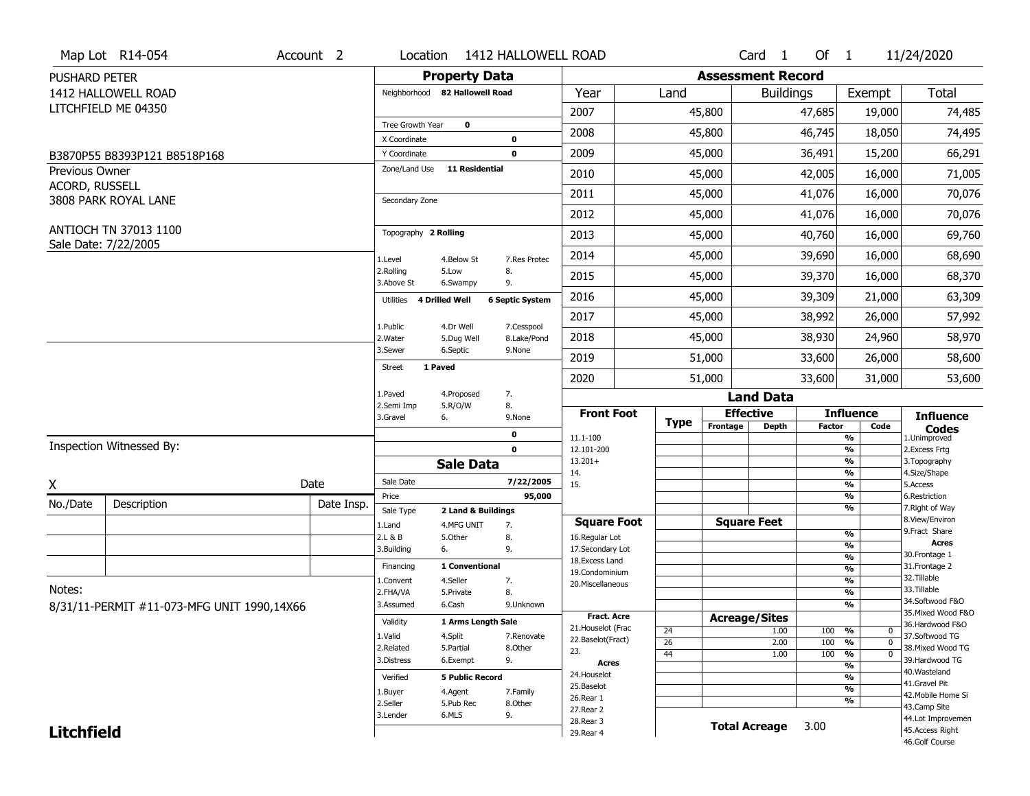Map Lot R14-054 | Account 2 | Location 1412 HALLOWELL ROAD | Card 1 Of 1 | 11/24/2020

PUSHARD PETER
1412 HALLOWELL ROAD
LITCHFIELD ME 04350

B3870P55 B8393P121 B8518P168

Previous Owner
ACORD, RUSSELL
3808 PARK ROYAL LANE

ANTIOCH TN 37013 1100
Sale Date: 7/22/2005

## Property Data

Neighborhood 82 Hallowell Road

Tree Growth Year 0
X Coordinate 0
Y Coordinate 0
Zone/Land Use 11 Residential

Secondary Zone

Topography 2 Rolling

1.Level 4.Below St 7.Res Protec
2.Rolling 5.Low 8.
3.Above St 6.Swampy 9.

Utilities 4 Drilled Well 6 Septic System

1.Public 4.Dr Well 7.Cesspool
2.Water 5.Dug Well 8.Lake/Pond
3.Sewer 6.Septic 9.None

Street 1 Paved

1.Paved 4.Proposed 7.
2.Semi Imp 5.R/O/W 8.
3.Gravel 6. 9.None

0
0

## Sale Data

Sale Date 7/22/2005
Price 95,000
Sale Type 2 Land & Buildings

1.Land 4.MFG UNIT 7.
2.L & B 5.Other 8.
3.Building 6. 9.

Financing 1 Conventional

1.Convent 4.Seller 7.
2.FHA/VA 5.Private 8.
3.Assumed 6.Cash 9.Unknown

Validity 1 Arms Length Sale

1.Valid 4.Split 7.Renovate
2.Related 5.Partial 8.Other
3.Distress 6.Exempt 9.

Verified 5 Public Record

1.Buyer 4.Agent 7.Family
2.Seller 5.Pub Rec 8.Other
3.Lender 6.MLS 9.

## Assessment Record

| Year | Land | Buildings | Exempt | Total |
|---|---|---|---|---|
| 2007 | 45,800 | 47,685 | 19,000 | 74,485 |
| 2008 | 45,800 | 46,745 | 18,050 | 74,495 |
| 2009 | 45,000 | 36,491 | 15,200 | 66,291 |
| 2010 | 45,000 | 42,005 | 16,000 | 71,005 |
| 2011 | 45,000 | 41,076 | 16,000 | 70,076 |
| 2012 | 45,000 | 41,076 | 16,000 | 70,076 |
| 2013 | 45,000 | 40,760 | 16,000 | 69,760 |
| 2014 | 45,000 | 39,690 | 16,000 | 68,690 |
| 2015 | 45,000 | 39,370 | 16,000 | 68,370 |
| 2016 | 45,000 | 39,309 | 21,000 | 63,309 |
| 2017 | 45,000 | 38,992 | 26,000 | 57,992 |
| 2018 | 45,000 | 38,930 | 24,960 | 58,970 |
| 2019 | 51,000 | 33,600 | 26,000 | 58,600 |
| 2020 | 51,000 | 33,600 | 31,000 | 53,600 |

## Land Data

| Front Foot | Type | Effective Frontage | Effective Depth | Influence Factor | Influence Code |
|---|---|---|---|---|---|
| 11.1-100 | | | | % | |
| 12.101-200 | | | | % | |
| 13.201+ | | | | % | |
| 14. | | | | % | |
| 15. | | | | % | |
| | | | | % | |
| | | | | % | |
| **Square Foot** | | **Square Feet** | | | |
| 16.Regular Lot | | | | % | |
| 17.Secondary Lot | | | | % | |
| 18.Excess Land | | | | % | |
| 19.Condominium | | | | % | |
| 20.Miscellaneous | | | | % | |
| | | | | % | |
| | | | | % | |
| **Fract. Acre** | | **Acreage/Sites** | | | |
| 21.Houselot (Frac | 24 | | 1.00 | 100 % | 0 |
| 22.Baselot(Fract) | 26 | | 2.00 | 100 % | 0 |
| 23. | 44 | | 1.00 | 100 % | 0 |
| **Acres** | | | | % | |
| 24.Houselot | | | | % | |
| 25.Baselot | | | | % | |
| 26.Rear 1 | | | | % | |
| 27.Rear 2 | | | | | |
| 28.Rear 3 | | | | | |
| 29.Rear 4 | | | | | |

Total Acreage 3.00

**Influence Codes**
1.Unimproved
2.Excess Frtg
3.Topography
4.Size/Shape
5.Access
6.Restriction
7.Right of Way
8.View/Environ
9.Fract Share

**Acres**
30.Frontage 1
31.Frontage 2
32.Tillable
33.Tillable
34.Softwood F&O
35.Mixed Wood F&O
36.Hardwood F&O
37.Softwood TG
38.Mixed Wood TG
39.Hardwood TG
40.Wasteland
41.Gravel Pit
42.Mobile Home Si
43.Camp Site
44.Lot Improvemen
45.Access Right
46.Golf Course

Inspection Witnessed By:

X Date

| No./Date | Description | Date Insp. |
|---|---|---|
| | | |
| | | |
| | | |

Notes:
8/31/11-PERMIT #11-073-MFG UNIT 1990,14X66

**Litchfield**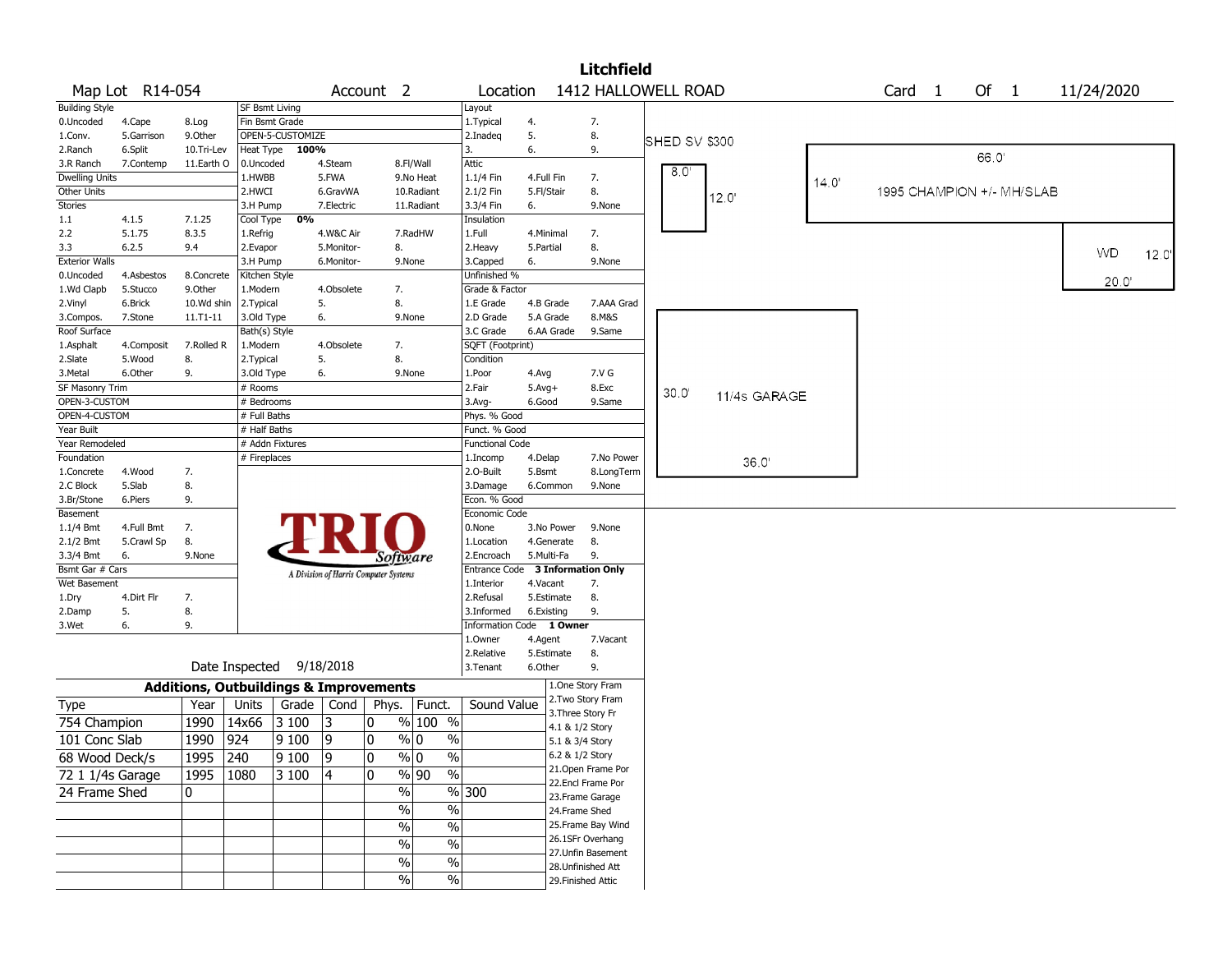# Litchfield

Map Lot R14-054 | Account 2 | Location 1412 HALLOWELL ROAD | Card 1 Of 1 | 11/24/2020

| | | |
|---|---|---|
| **Building Style** | | |
| 0.Uncoded | 4.Cape | 8.Log |
| 1.Conv. | 5.Garrison | 9.Other |
| 2.Ranch | 6.Split | 10.Tri-Lev |
| 3.R Ranch | 7.Contemp | 11.Earth O |
| **Dwelling Units** | | |
| **Other Units** | | |
| **Stories** | | |
| 1.1 | 4.1.5 | 7.1.25 |
| 2.2 | 5.1.75 | 8.3.5 |
| 3.3 | 6.2.5 | 9.4 |
| **Exterior Walls** | | |
| 0.Uncoded | 4.Asbestos | 8.Concrete |
| 1.Wd Clapb | 5.Stucco | 9.Other |
| 2.Vinyl | 6.Brick | 10.Wd shin |
| 3.Compos. | 7.Stone | 11.T1-11 |
| **Roof Surface** | | |
| 1.Asphalt | 4.Composit | 7.Rolled R |
| 2.Slate | 5.Wood | 8. |
| 3.Metal | 6.Other | 9. |
| **SF Masonry Trim** | | |
| OPEN-3-CUSTOM | | |
| OPEN-4-CUSTOM | | |
| **Year Built** | | |
| **Year Remodeled** | | |
| **Foundation** | | |
| 1.Concrete | 4.Wood | 7. |
| 2.C Block | 5.Slab | 8. |
| 3.Br/Stone | 6.Piers | 9. |
| **Basement** | | |
| 1.1/4 Bmt | 4.Full Bmt | 7. |
| 2.1/2 Bmt | 5.Crawl Sp | 8. |
| 3.3/4 Bmt | 6. | 9.None |
| **Bsmt Gar # Cars** | | |
| **Wet Basement** | | |
| 1.Dry | 4.Dirt Flr | 7. |
| 2.Damp | 5. | 8. |
| 3.Wet | 6. | 9. |

| | | |
|---|---|---|
| **SF Bsmt Living** | | |
| **Fin Bsmt Grade** | | |
| OPEN-5-CUSTOMIZE | | |
| **Heat Type** 100% | | |
| 0.Uncoded | 4.Steam | 8.Fl/Wall |
| 1.HWBB | 5.FWA | 9.No Heat |
| 2.HWCI | 6.GravWA | 10.Radiant |
| 3.H Pump | 7.Electric | 11.Radiant |
| **Cool Type** 0% | | |
| 1.Refrig | 4.W&C Air | 7.RadHW |
| 2.Evapor | 5.Monitor- | 8. |
| 3.H Pump | 6.Monitor- | 9.None |
| **Kitchen Style** | | |
| 1.Modern | 4.Obsolete | 7. |
| 2.Typical | 5. | 8. |
| 3.Old Type | 6. | 9.None |
| **Bath(s) Style** | | |
| 1.Modern | 4.Obsolete | 7. |
| 2.Typical | 5. | 8. |
| 3.Old Type | 6. | 9.None |
| # Rooms | | |
| # Bedrooms | | |
| # Full Baths | | |
| # Half Baths | | |
| # Addn Fixtures | | |
| # Fireplaces | | |

| | | |
|---|---|---|
| **Layout** | | |
| 1.Typical | 4. | 7. |
| 2.Inadeq | 5. | 8. |
| 3. | 6. | 9. |
| **Attic** | | |
| 1.1/4 Fin | 4.Full Fin | 7. |
| 2.1/2 Fin | 5.Fl/Stair | 8. |
| 3.3/4 Fin | 6. | 9.None |
| **Insulation** | | |
| 1.Full | 4.Minimal | 7. |
| 2.Heavy | 5.Partial | 8. |
| 3.Capped | 6. | 9.None |
| **Unfinished %** | | |
| **Grade & Factor** | | |
| 1.E Grade | 4.B Grade | 7.AAA Grad |
| 2.D Grade | 5.A Grade | 8.M&S |
| 3.C Grade | 6.AA Grade | 9.Same |
| **SQFT (Footprint)** | | |
| **Condition** | | |
| 1.Poor | 4.Avg | 7.V G |
| 2.Fair | 5.Avg+ | 8.Exc |
| 3.Avg- | 6.Good | 9.Same |
| **Phys. % Good** | | |
| **Funct. % Good** | | |
| **Functional Code** | | |
| 1.Incomp | 4.Delap | 7.No Power |
| 2.O-Built | 5.Bsmt | 8.LongTerm |
| 3.Damage | 6.Common | 9.None |
| **Econ. % Good** | | |
| **Economic Code** | | |
| 0.None | 3.No Power | 9.None |
| 1.Location | 4.Generate | 8. |
| 2.Encroach | 5.Multi-Fa | 9. |
| **Entrance Code** 3 Information Only | | |
| 1.Interior | 4.Vacant | 7. |
| 2.Refusal | 5.Estimate | 8. |
| 3.Informed | 6.Existing | 9. |
| **Information Code** 1 Owner | | |
| 1.Owner | 4.Agent | 7.Vacant |
| 2.Relative | 5.Estimate | 8. |
| 3.Tenant | 6.Other | 9. |

Date Inspected 9/18/2018

TRIO Software — A Division of Harris Computer Systems

## Additions, Outbuildings & Improvements

| Type | Year | Units | Grade | Cond | Phys. | Funct. | Sound Value |
|---|---|---|---|---|---|---|---|
| 754 Champion | 1990 | 14x66 | 3 100 | 3 | 0 % | 100 % | |
| 101 Conc Slab | 1990 | 924 | 9 100 | 9 | 0 % | 0 % | |
| 68 Wood Deck/s | 1995 | 240 | 9 100 | 9 | 0 % | 0 % | |
| 72 1 1/4s Garage | 1995 | 1080 | 3 100 | 4 | 0 % | 90 % | |
| 24 Frame Shed | 0 | | | | % | % | 300 |
| | | | | | % | % | |
| | | | | | % | % | |
| | | | | | % | % | |
| | | | | | % | % | |
| | | | | | % | % | |

1.One Story Fram
2.Two Story Fram
3.Three Story Fr
4.1 & 1/2 Story
5.1 & 3/4 Story
6.2 & 1/2 Story
21.Open Frame Por
22.Encl Frame Por
23.Frame Garage
24.Frame Shed
25.Frame Bay Wind
26.1SFr Overhang
27.Unfin Basement
28.Unfinished Att
29.Finished Attic

SHED SV $300
8.0'
12.0'
66.0'
14.0'
1995 CHAMPION +/- MH/SLAB
WD
12.0'
20.0'
30.0'
11/4s GARAGE
36.0'